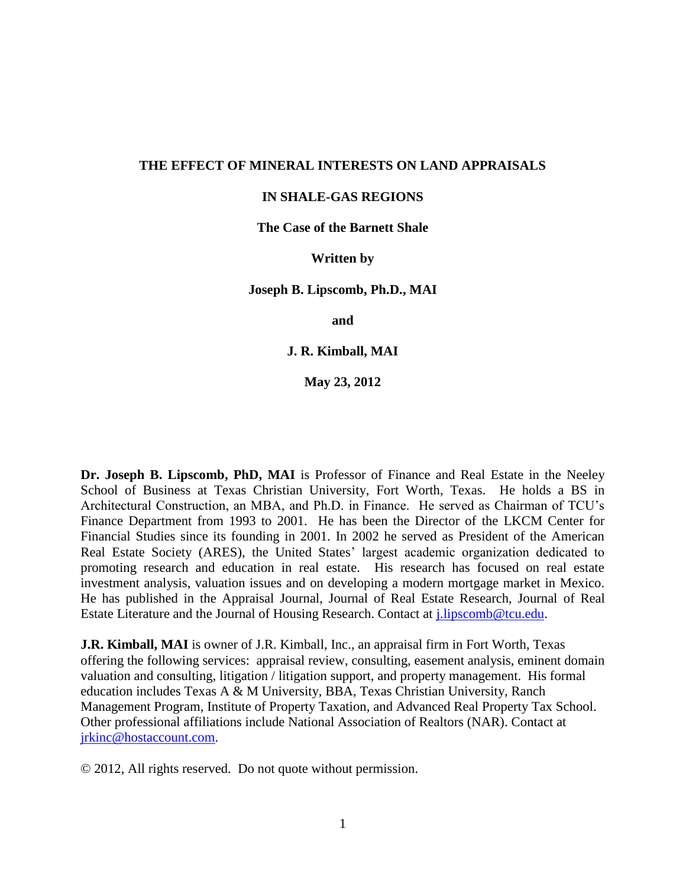# THE EFFECT OF MINERAL INTERESTS ON LAND APPRAISALS

# IN SHALE-GAS REGIONS

## The Case of the Barnett Shale

**Written by**

**Joseph B. Lipscomb, Ph.D., MAI**

**and**

**J. R. Kimball, MAI**

**May 23, 2012**

**Dr. Joseph B. Lipscomb, PhD, MAI** is Professor of Finance and Real Estate in the Neeley School of Business at Texas Christian University, Fort Worth, Texas. He holds a BS in Architectural Construction, an MBA, and Ph.D. in Finance. He served as Chairman of TCU's Finance Department from 1993 to 2001. He has been the Director of the LKCM Center for Financial Studies since its founding in 2001. In 2002 he served as President of the American Real Estate Society (ARES), the United States' largest academic organization dedicated to promoting research and education in real estate. His research has focused on real estate investment analysis, valuation issues and on developing a modern mortgage market in Mexico. He has published in the Appraisal Journal, Journal of Real Estate Research, Journal of Real Estate Literature and the Journal of Housing Research. Contact at j.lipscomb@tcu.edu.

**J.R. Kimball, MAI** is owner of J.R. Kimball, Inc., an appraisal firm in Fort Worth, Texas offering the following services: appraisal review, consulting, easement analysis, eminent domain valuation and consulting, litigation / litigation support, and property management. His formal education includes Texas A & M University, BBA, Texas Christian University, Ranch Management Program, Institute of Property Taxation, and Advanced Real Property Tax School. Other professional affiliations include National Association of Realtors (NAR). Contact at jrkinc@hostaccount.com.

© 2012, All rights reserved. Do not quote without permission.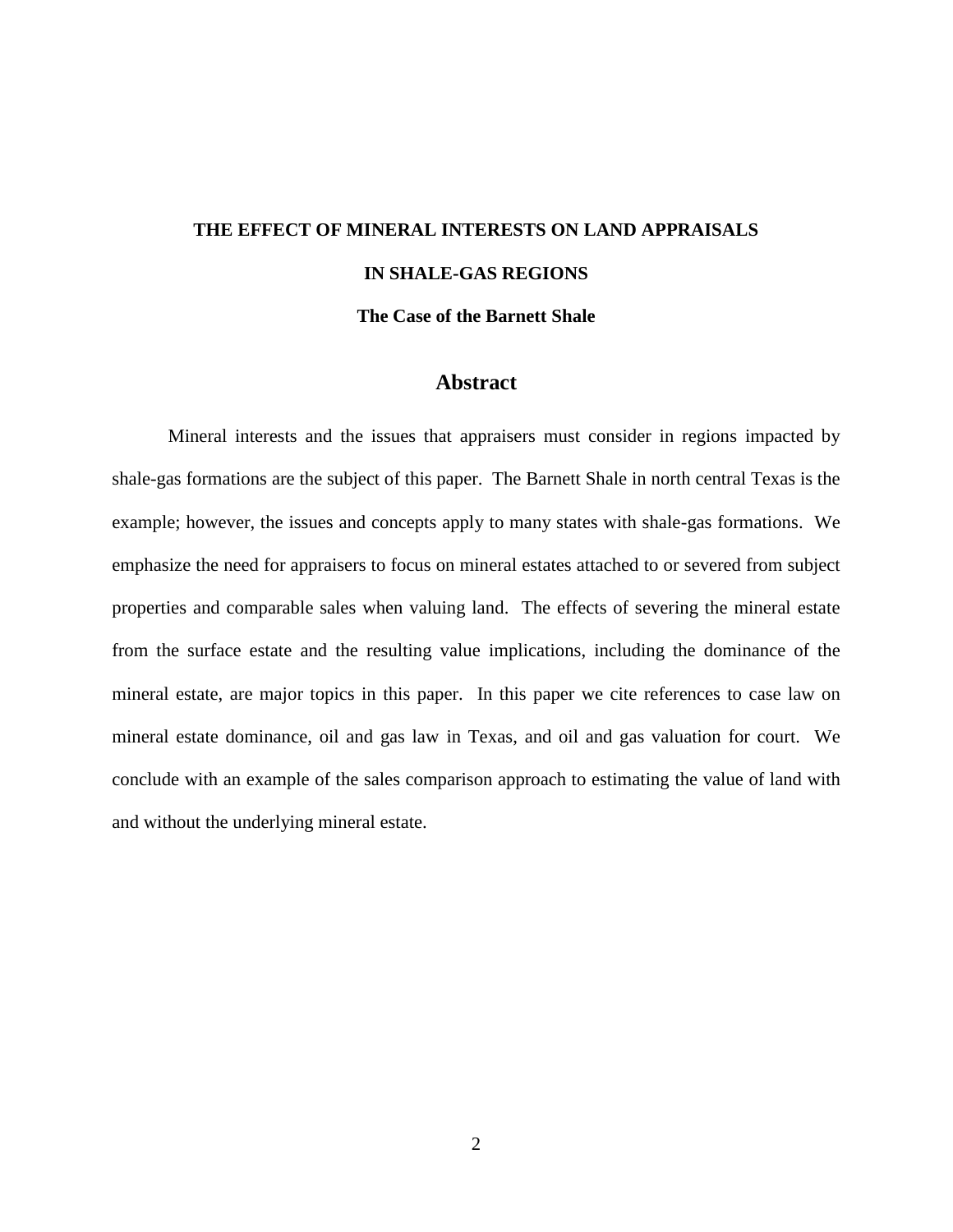# THE EFFECT OF MINERAL INTERESTS ON LAND APPRAISALS IN SHALE-GAS REGIONS

### The Case of the Barnett Shale

## Abstract

Mineral interests and the issues that appraisers must consider in regions impacted by shale-gas formations are the subject of this paper. The Barnett Shale in north central Texas is the example; however, the issues and concepts apply to many states with shale-gas formations. We emphasize the need for appraisers to focus on mineral estates attached to or severed from subject properties and comparable sales when valuing land. The effects of severing the mineral estate from the surface estate and the resulting value implications, including the dominance of the mineral estate, are major topics in this paper. In this paper we cite references to case law on mineral estate dominance, oil and gas law in Texas, and oil and gas valuation for court. We conclude with an example of the sales comparison approach to estimating the value of land with and without the underlying mineral estate.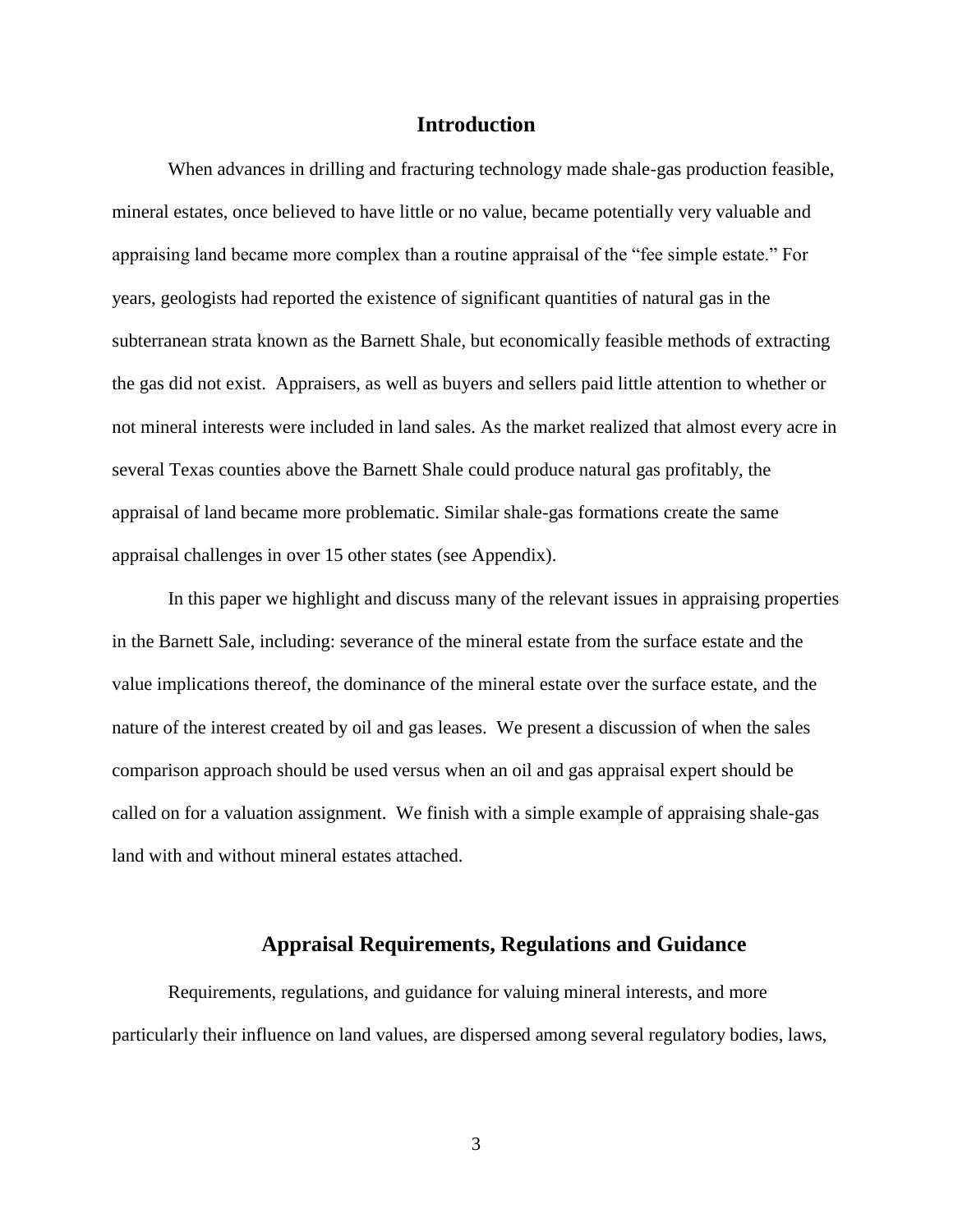## Introduction

When advances in drilling and fracturing technology made shale-gas production feasible, mineral estates, once believed to have little or no value, became potentially very valuable and appraising land became more complex than a routine appraisal of the "fee simple estate." For years, geologists had reported the existence of significant quantities of natural gas in the subterranean strata known as the Barnett Shale, but economically feasible methods of extracting the gas did not exist. Appraisers, as well as buyers and sellers paid little attention to whether or not mineral interests were included in land sales. As the market realized that almost every acre in several Texas counties above the Barnett Shale could produce natural gas profitably, the appraisal of land became more problematic. Similar shale-gas formations create the same appraisal challenges in over 15 other states (see Appendix).

In this paper we highlight and discuss many of the relevant issues in appraising properties in the Barnett Sale, including: severance of the mineral estate from the surface estate and the value implications thereof, the dominance of the mineral estate over the surface estate, and the nature of the interest created by oil and gas leases. We present a discussion of when the sales comparison approach should be used versus when an oil and gas appraisal expert should be called on for a valuation assignment. We finish with a simple example of appraising shale-gas land with and without mineral estates attached.

## Appraisal Requirements, Regulations and Guidance

Requirements, regulations, and guidance for valuing mineral interests, and more particularly their influence on land values, are dispersed among several regulatory bodies, laws,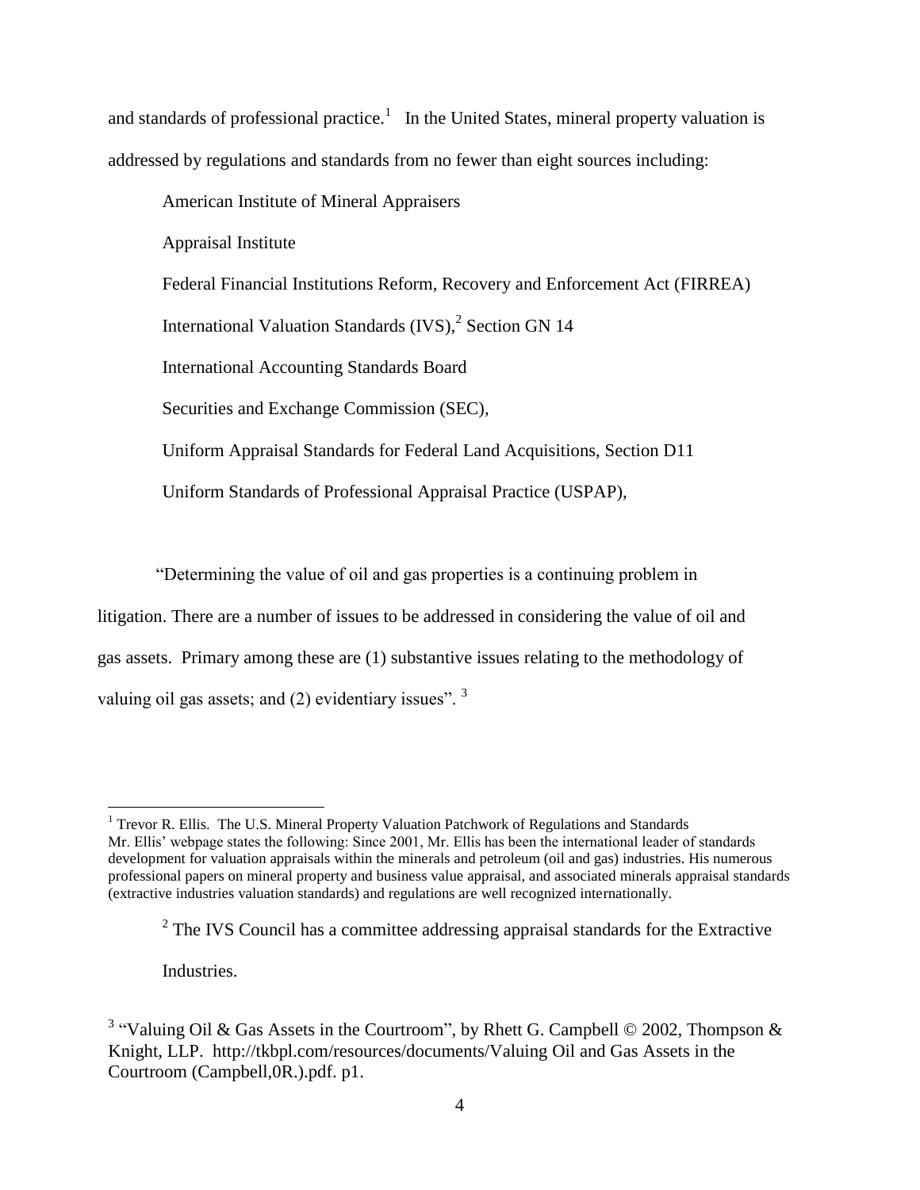and standards of professional practice.[1] In the United States, mineral property valuation is addressed by regulations and standards from no fewer than eight sources including:

American Institute of Mineral Appraisers

Appraisal Institute

Federal Financial Institutions Reform, Recovery and Enforcement Act (FIRREA)

International Valuation Standards (IVS),[2] Section GN 14

International Accounting Standards Board

Securities and Exchange Commission (SEC),

Uniform Appraisal Standards for Federal Land Acquisitions, Section D11

Uniform Standards of Professional Appraisal Practice (USPAP),

"Determining the value of oil and gas properties is a continuing problem in litigation. There are a number of issues to be addressed in considering the value of oil and gas assets. Primary among these are (1) substantive issues relating to the methodology of valuing oil gas assets; and (2) evidentiary issues".[3]

---

[1] Trevor R. Ellis. The U.S. Mineral Property Valuation Patchwork of Regulations and Standards
Mr. Ellis' webpage states the following: Since 2001, Mr. Ellis has been the international leader of standards development for valuation appraisals within the minerals and petroleum (oil and gas) industries. His numerous professional papers on mineral property and business value appraisal, and associated minerals appraisal standards (extractive industries valuation standards) and regulations are well recognized internationally.

[2] The IVS Council has a committee addressing appraisal standards for the Extractive Industries.

[3] "Valuing Oil & Gas Assets in the Courtroom", by Rhett G. Campbell © 2002, Thompson & Knight, LLP. http://tkbpl.com/resources/documents/Valuing Oil and Gas Assets in the Courtroom (Campbell,0R.).pdf. p1.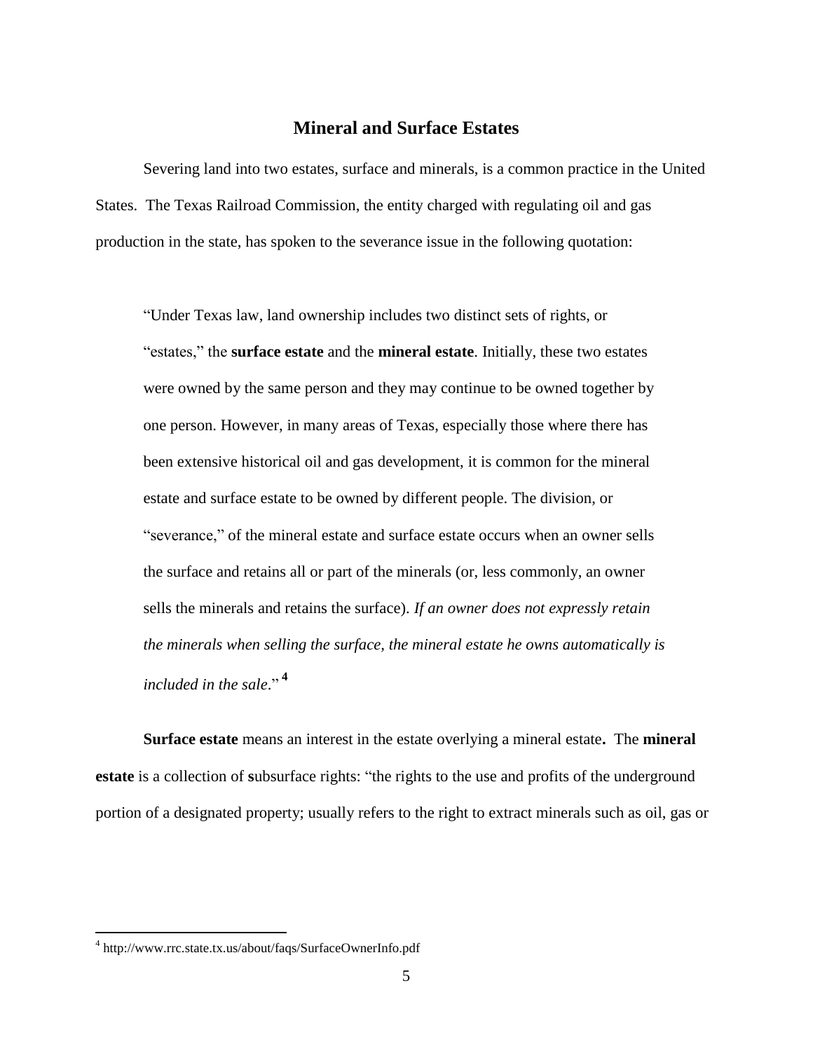## Mineral and Surface Estates

Severing land into two estates, surface and minerals, is a common practice in the United States. The Texas Railroad Commission, the entity charged with regulating oil and gas production in the state, has spoken to the severance issue in the following quotation:

> "Under Texas law, land ownership includes two distinct sets of rights, or "estates," the **surface estate** and the **mineral estate**. Initially, these two estates were owned by the same person and they may continue to be owned together by one person. However, in many areas of Texas, especially those where there has been extensive historical oil and gas development, it is common for the mineral estate and surface estate to be owned by different people. The division, or "severance," of the mineral estate and surface estate occurs when an owner sells the surface and retains all or part of the minerals (or, less commonly, an owner sells the minerals and retains the surface). *If an owner does not expressly retain the minerals when selling the surface, the mineral estate he owns automatically is included in the sale*." [4]

**Surface estate** means an interest in the estate overlying a mineral estate**.** The **mineral estate** is a collection of **s**ubsurface rights: "the rights to the use and profits of the underground portion of a designated property; usually refers to the right to extract minerals such as oil, gas or

---

[4] http://www.rrc.state.tx.us/about/faqs/SurfaceOwnerInfo.pdf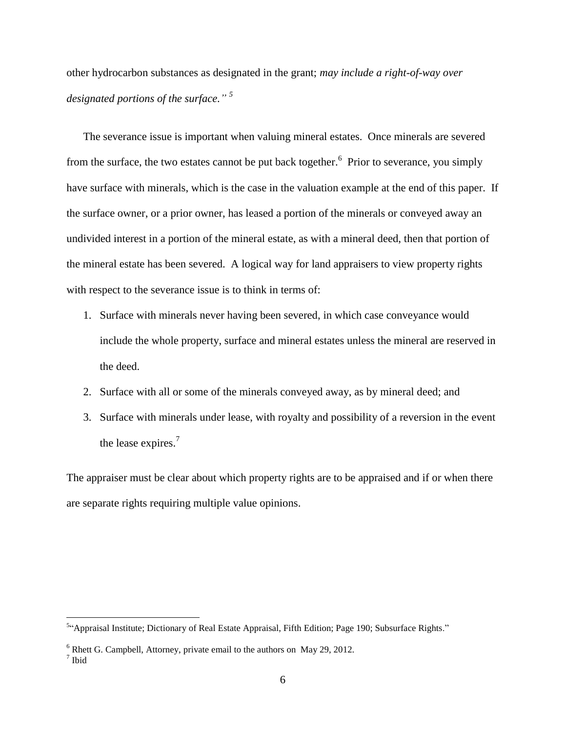other hydrocarbon substances as designated in the grant; *may include a right-of-way over designated portions of the surface."* [5]

The severance issue is important when valuing mineral estates. Once minerals are severed from the surface, the two estates cannot be put back together.[6] Prior to severance, you simply have surface with minerals, which is the case in the valuation example at the end of this paper. If the surface owner, or a prior owner, has leased a portion of the minerals or conveyed away an undivided interest in a portion of the mineral estate, as with a mineral deed, then that portion of the mineral estate has been severed. A logical way for land appraisers to view property rights with respect to the severance issue is to think in terms of:

1. Surface with minerals never having been severed, in which case conveyance would include the whole property, surface and mineral estates unless the mineral are reserved in the deed.
2. Surface with all or some of the minerals conveyed away, as by mineral deed; and
3. Surface with minerals under lease, with royalty and possibility of a reversion in the event the lease expires.[7]

The appraiser must be clear about which property rights are to be appraised and if or when there are separate rights requiring multiple value opinions.

---

[5] "Appraisal Institute; Dictionary of Real Estate Appraisal, Fifth Edition; Page 190; Subsurface Rights."

[6] Rhett G. Campbell, Attorney, private email to the authors on May 29, 2012.

[7] Ibid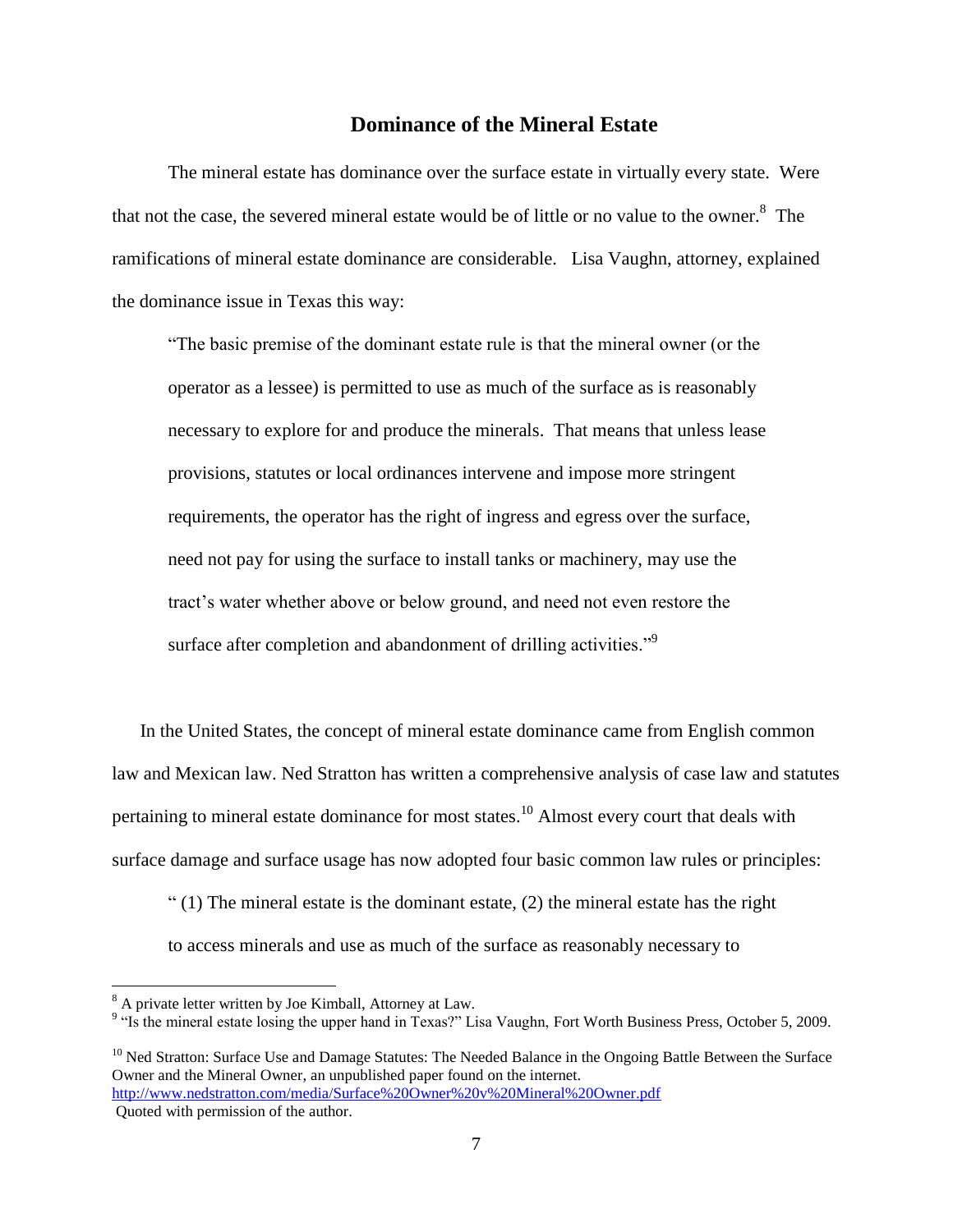## Dominance of the Mineral Estate

The mineral estate has dominance over the surface estate in virtually every state. Were that not the case, the severed mineral estate would be of little or no value to the owner.[8] The ramifications of mineral estate dominance are considerable. Lisa Vaughn, attorney, explained the dominance issue in Texas this way:

> "The basic premise of the dominant estate rule is that the mineral owner (or the operator as a lessee) is permitted to use as much of the surface as is reasonably necessary to explore for and produce the minerals. That means that unless lease provisions, statutes or local ordinances intervene and impose more stringent requirements, the operator has the right of ingress and egress over the surface, need not pay for using the surface to install tanks or machinery, may use the tract's water whether above or below ground, and need not even restore the surface after completion and abandonment of drilling activities."[9]

In the United States, the concept of mineral estate dominance came from English common law and Mexican law. Ned Stratton has written a comprehensive analysis of case law and statutes pertaining to mineral estate dominance for most states.[10] Almost every court that deals with surface damage and surface usage has now adopted four basic common law rules or principles:

> " (1) The mineral estate is the dominant estate, (2) the mineral estate has the right to access minerals and use as much of the surface as reasonably necessary to

---

[8] A private letter written by Joe Kimball, Attorney at Law.

[9] "Is the mineral estate losing the upper hand in Texas?" Lisa Vaughn, Fort Worth Business Press, October 5, 2009.

[10] Ned Stratton: Surface Use and Damage Statutes: The Needed Balance in the Ongoing Battle Between the Surface Owner and the Mineral Owner, an unpublished paper found on the internet. http://www.nedstratton.com/media/Surface%20Owner%20v%20Mineral%20Owner.pdf
Quoted with permission of the author.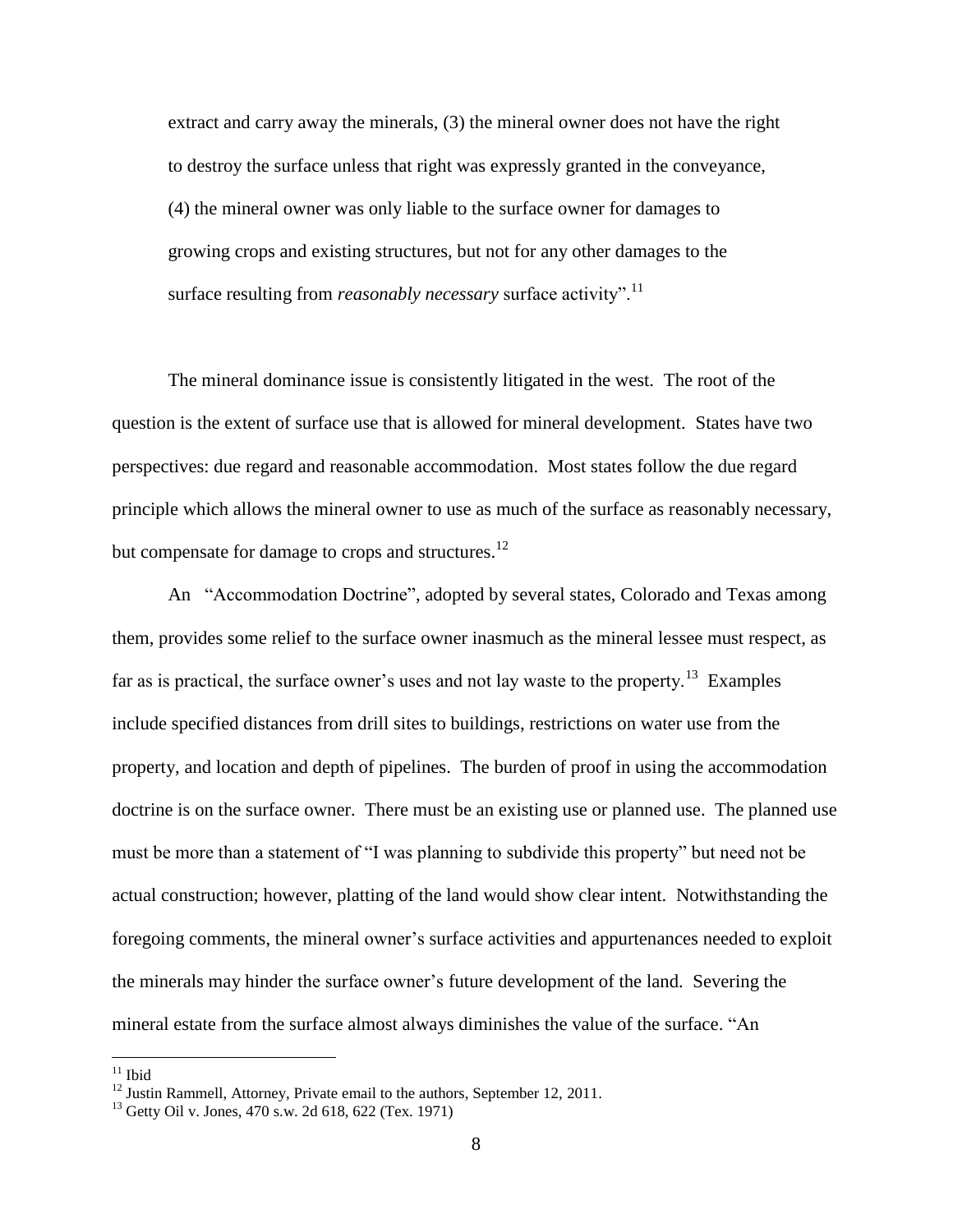extract and carry away the minerals, (3) the mineral owner does not have the right to destroy the surface unless that right was expressly granted in the conveyance, (4) the mineral owner was only liable to the surface owner for damages to growing crops and existing structures, but not for any other damages to the surface resulting from *reasonably necessary* surface activity".[11]

The mineral dominance issue is consistently litigated in the west. The root of the question is the extent of surface use that is allowed for mineral development. States have two perspectives: due regard and reasonable accommodation. Most states follow the due regard principle which allows the mineral owner to use as much of the surface as reasonably necessary, but compensate for damage to crops and structures.[12]

An "Accommodation Doctrine", adopted by several states, Colorado and Texas among them, provides some relief to the surface owner inasmuch as the mineral lessee must respect, as far as is practical, the surface owner's uses and not lay waste to the property.[13] Examples include specified distances from drill sites to buildings, restrictions on water use from the property, and location and depth of pipelines. The burden of proof in using the accommodation doctrine is on the surface owner. There must be an existing use or planned use. The planned use must be more than a statement of "I was planning to subdivide this property" but need not be actual construction; however, platting of the land would show clear intent. Notwithstanding the foregoing comments, the mineral owner's surface activities and appurtenances needed to exploit the minerals may hinder the surface owner's future development of the land. Severing the mineral estate from the surface almost always diminishes the value of the surface. "An

---

[11] Ibid

[12] Justin Rammell, Attorney, Private email to the authors, September 12, 2011.

[13] Getty Oil v. Jones, 470 s.w. 2d 618, 622 (Tex. 1971)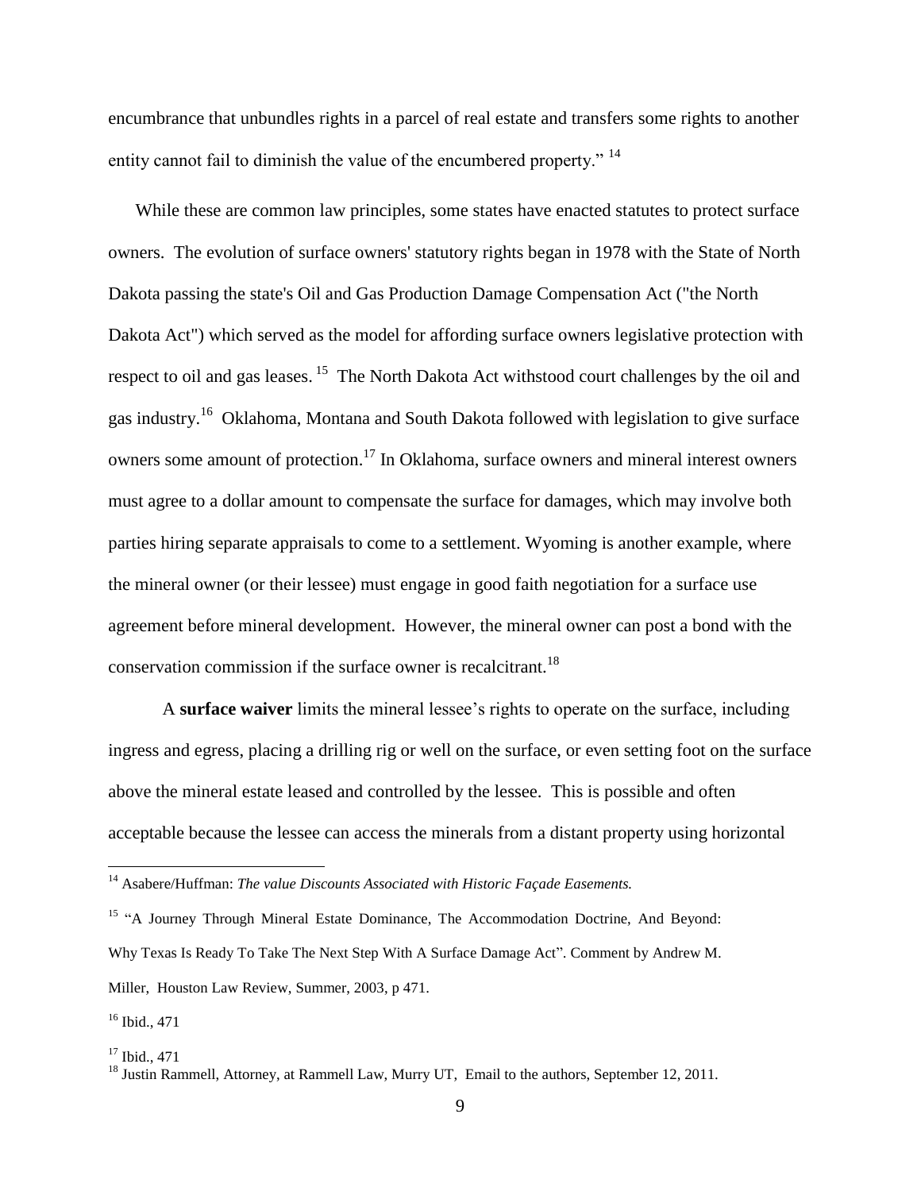encumbrance that unbundles rights in a parcel of real estate and transfers some rights to another entity cannot fail to diminish the value of the encumbered property." [14]

While these are common law principles, some states have enacted statutes to protect surface owners. The evolution of surface owners' statutory rights began in 1978 with the State of North Dakota passing the state's Oil and Gas Production Damage Compensation Act ("the North Dakota Act") which served as the model for affording surface owners legislative protection with respect to oil and gas leases. [15] The North Dakota Act withstood court challenges by the oil and gas industry.[16] Oklahoma, Montana and South Dakota followed with legislation to give surface owners some amount of protection.[17] In Oklahoma, surface owners and mineral interest owners must agree to a dollar amount to compensate the surface for damages, which may involve both parties hiring separate appraisals to come to a settlement. Wyoming is another example, where the mineral owner (or their lessee) must engage in good faith negotiation for a surface use agreement before mineral development. However, the mineral owner can post a bond with the conservation commission if the surface owner is recalcitrant.[18]

A **surface waiver** limits the mineral lessee's rights to operate on the surface, including ingress and egress, placing a drilling rig or well on the surface, or even setting foot on the surface above the mineral estate leased and controlled by the lessee. This is possible and often acceptable because the lessee can access the minerals from a distant property using horizontal

---

[14] Asabere/Huffman: *The value Discounts Associated with Historic Façade Easements.*

[15] "A Journey Through Mineral Estate Dominance, The Accommodation Doctrine, And Beyond: Why Texas Is Ready To Take The Next Step With A Surface Damage Act". Comment by Andrew M. Miller, Houston Law Review, Summer, 2003, p 471.

[16] Ibid., 471

[17] Ibid., 471

[18] Justin Rammell, Attorney, at Rammell Law, Murry UT, Email to the authors, September 12, 2011.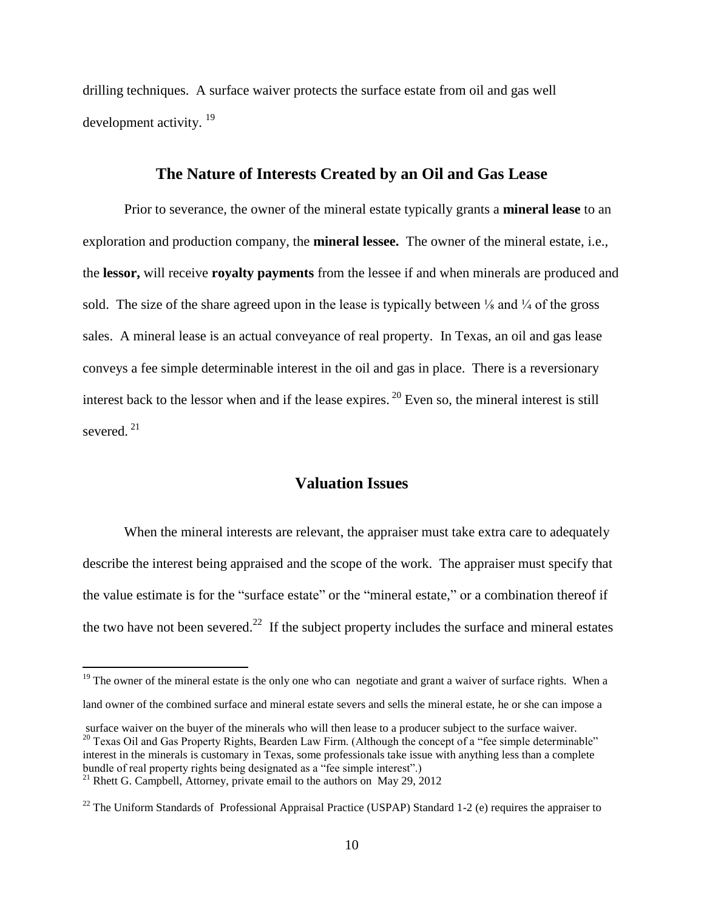drilling techniques. A surface waiver protects the surface estate from oil and gas well development activity. [19]

## The Nature of Interests Created by an Oil and Gas Lease

Prior to severance, the owner of the mineral estate typically grants a **mineral lease** to an exploration and production company, the **mineral lessee.** The owner of the mineral estate, i.e., the **lessor,** will receive **royalty payments** from the lessee if and when minerals are produced and sold. The size of the share agreed upon in the lease is typically between ⅛ and ¼ of the gross sales. A mineral lease is an actual conveyance of real property. In Texas, an oil and gas lease conveys a fee simple determinable interest in the oil and gas in place. There is a reversionary interest back to the lessor when and if the lease expires. [20] Even so, the mineral interest is still severed. [21]

## Valuation Issues

When the mineral interests are relevant, the appraiser must take extra care to adequately describe the interest being appraised and the scope of the work. The appraiser must specify that the value estimate is for the "surface estate" or the "mineral estate," or a combination thereof if the two have not been severed.[22] If the subject property includes the surface and mineral estates

---

[19] The owner of the mineral estate is the only one who can negotiate and grant a waiver of surface rights. When a land owner of the combined surface and mineral estate severs and sells the mineral estate, he or she can impose a surface waiver on the buyer of the minerals who will then lease to a producer subject to the surface waiver.

[20] Texas Oil and Gas Property Rights, Bearden Law Firm. (Although the concept of a "fee simple determinable" interest in the minerals is customary in Texas, some professionals take issue with anything less than a complete bundle of real property rights being designated as a "fee simple interest".)

[21] Rhett G. Campbell, Attorney, private email to the authors on May 29, 2012

[22] The Uniform Standards of Professional Appraisal Practice (USPAP) Standard 1-2 (e) requires the appraiser to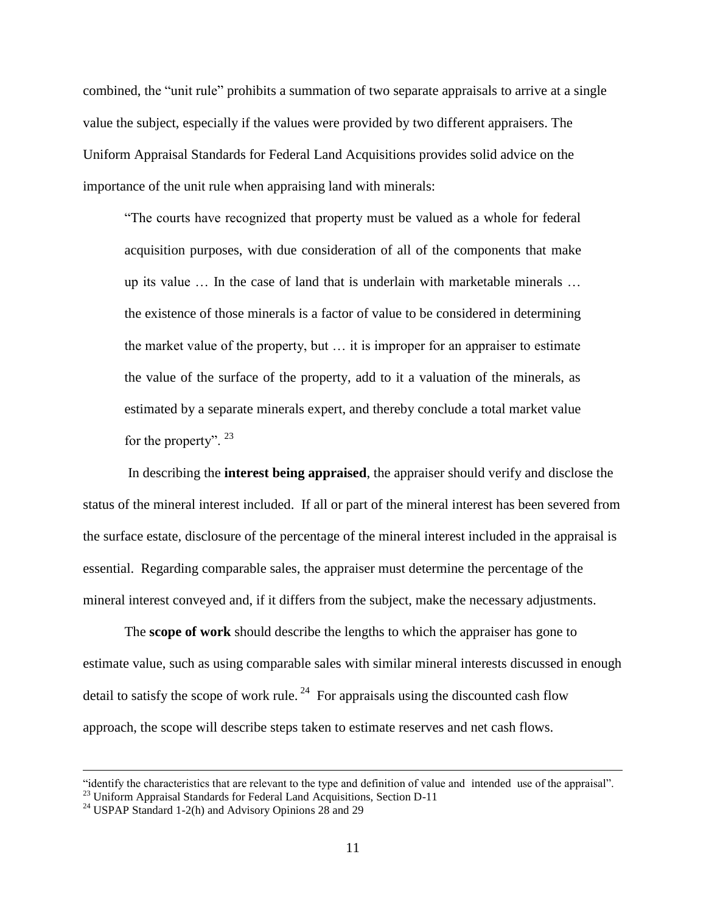combined, the "unit rule" prohibits a summation of two separate appraisals to arrive at a single value the subject, especially if the values were provided by two different appraisers. The Uniform Appraisal Standards for Federal Land Acquisitions provides solid advice on the importance of the unit rule when appraising land with minerals:

> "The courts have recognized that property must be valued as a whole for federal acquisition purposes, with due consideration of all of the components that make up its value … In the case of land that is underlain with marketable minerals … the existence of those minerals is a factor of value to be considered in determining the market value of the property, but … it is improper for an appraiser to estimate the value of the surface of the property, add to it a valuation of the minerals, as estimated by a separate minerals expert, and thereby conclude a total market value for the property". [23]

In describing the **interest being appraised**, the appraiser should verify and disclose the status of the mineral interest included. If all or part of the mineral interest has been severed from the surface estate, disclosure of the percentage of the mineral interest included in the appraisal is essential. Regarding comparable sales, the appraiser must determine the percentage of the mineral interest conveyed and, if it differs from the subject, make the necessary adjustments.

The **scope of work** should describe the lengths to which the appraiser has gone to estimate value, such as using comparable sales with similar mineral interests discussed in enough detail to satisfy the scope of work rule. [24] For appraisals using the discounted cash flow approach, the scope will describe steps taken to estimate reserves and net cash flows.

---

"identify the characteristics that are relevant to the type and definition of value and intended use of the appraisal".

[23] Uniform Appraisal Standards for Federal Land Acquisitions, Section D-11

[24] USPAP Standard 1-2(h) and Advisory Opinions 28 and 29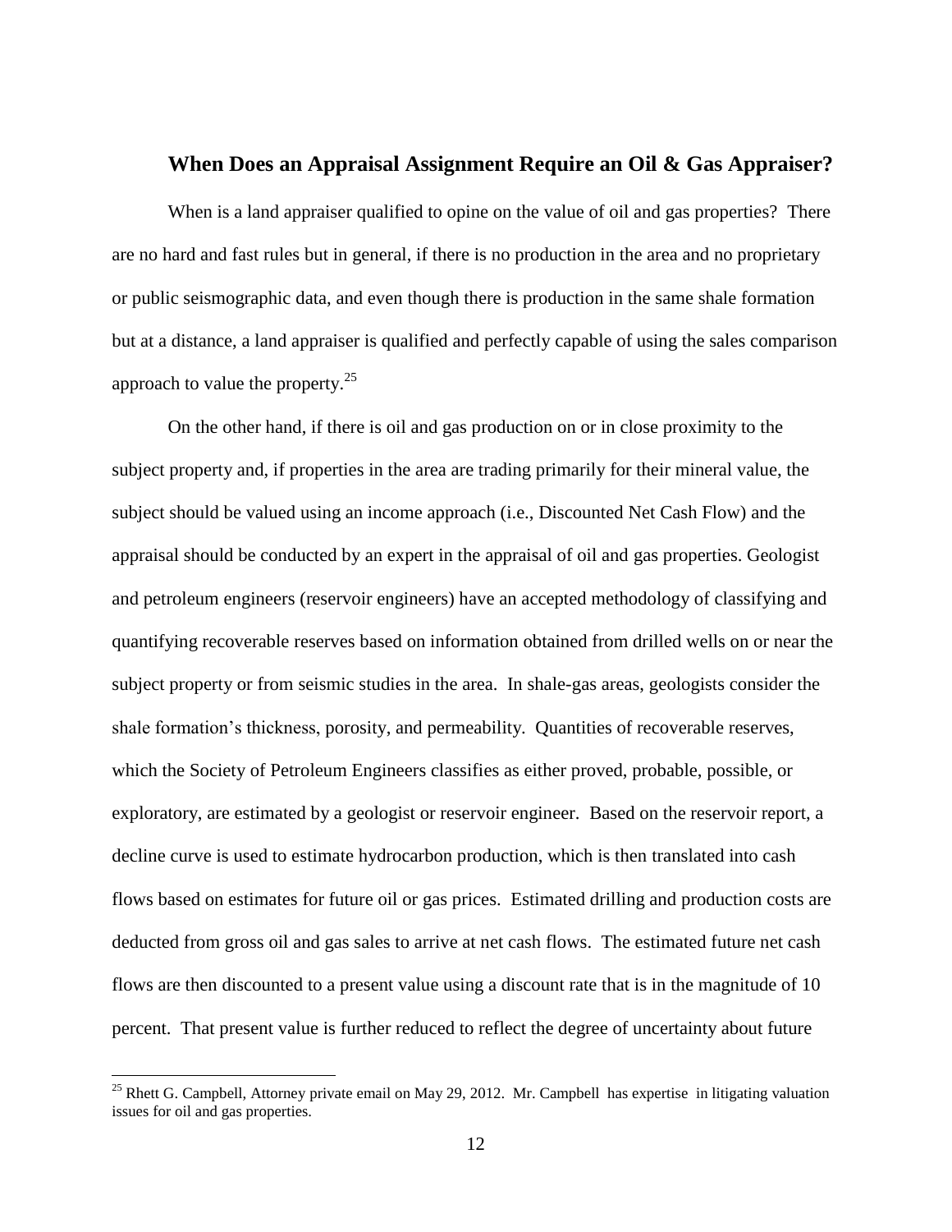## When Does an Appraisal Assignment Require an Oil & Gas Appraiser?

When is a land appraiser qualified to opine on the value of oil and gas properties? There are no hard and fast rules but in general, if there is no production in the area and no proprietary or public seismographic data, and even though there is production in the same shale formation but at a distance, a land appraiser is qualified and perfectly capable of using the sales comparison approach to value the property.[25]

On the other hand, if there is oil and gas production on or in close proximity to the subject property and, if properties in the area are trading primarily for their mineral value, the subject should be valued using an income approach (i.e., Discounted Net Cash Flow) and the appraisal should be conducted by an expert in the appraisal of oil and gas properties. Geologist and petroleum engineers (reservoir engineers) have an accepted methodology of classifying and quantifying recoverable reserves based on information obtained from drilled wells on or near the subject property or from seismic studies in the area. In shale-gas areas, geologists consider the shale formation's thickness, porosity, and permeability. Quantities of recoverable reserves, which the Society of Petroleum Engineers classifies as either proved, probable, possible, or exploratory, are estimated by a geologist or reservoir engineer. Based on the reservoir report, a decline curve is used to estimate hydrocarbon production, which is then translated into cash flows based on estimates for future oil or gas prices. Estimated drilling and production costs are deducted from gross oil and gas sales to arrive at net cash flows. The estimated future net cash flows are then discounted to a present value using a discount rate that is in the magnitude of 10 percent. That present value is further reduced to reflect the degree of uncertainty about future

[25] Rhett G. Campbell, Attorney private email on May 29, 2012. Mr. Campbell has expertise in litigating valuation issues for oil and gas properties.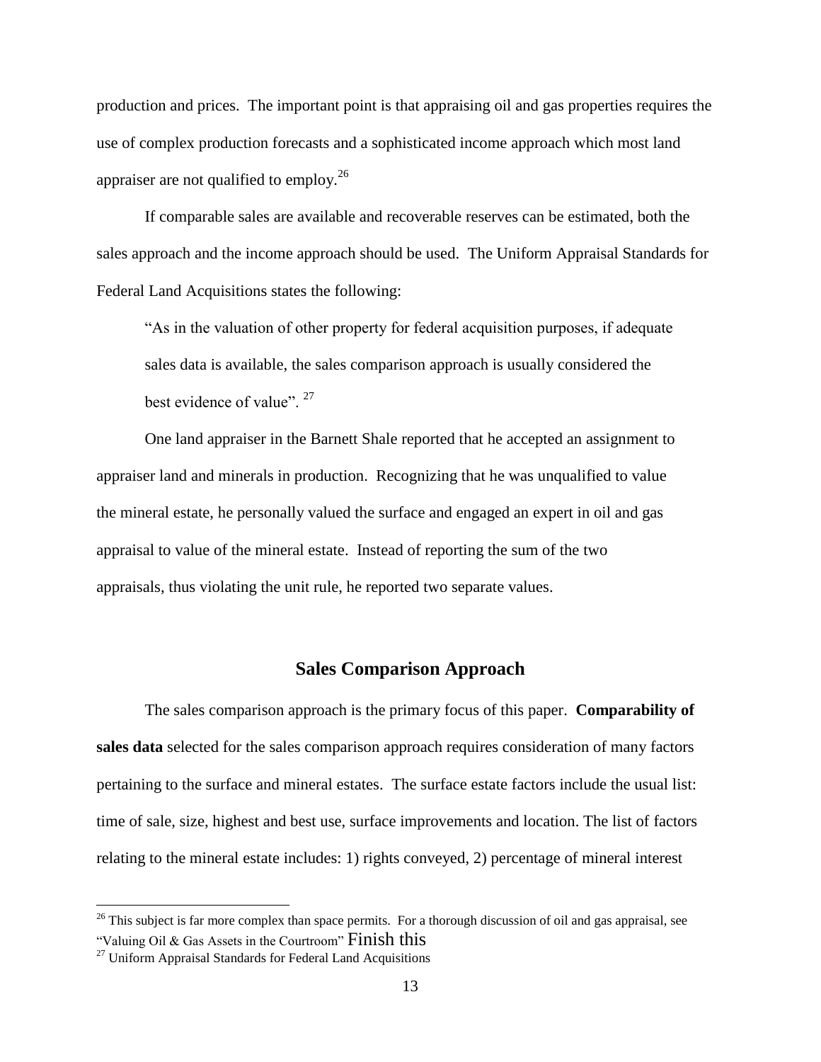production and prices. The important point is that appraising oil and gas properties requires the use of complex production forecasts and a sophisticated income approach which most land appraiser are not qualified to employ.[26]

If comparable sales are available and recoverable reserves can be estimated, both the sales approach and the income approach should be used. The Uniform Appraisal Standards for Federal Land Acquisitions states the following:

> "As in the valuation of other property for federal acquisition purposes, if adequate sales data is available, the sales comparison approach is usually considered the best evidence of value". [27]

One land appraiser in the Barnett Shale reported that he accepted an assignment to appraiser land and minerals in production. Recognizing that he was unqualified to value the mineral estate, he personally valued the surface and engaged an expert in oil and gas appraisal to value of the mineral estate. Instead of reporting the sum of the two appraisals, thus violating the unit rule, he reported two separate values.

## Sales Comparison Approach

The sales comparison approach is the primary focus of this paper. **Comparability of sales data** selected for the sales comparison approach requires consideration of many factors pertaining to the surface and mineral estates. The surface estate factors include the usual list: time of sale, size, highest and best use, surface improvements and location. The list of factors relating to the mineral estate includes: 1) rights conveyed, 2) percentage of mineral interest

---

[26] This subject is far more complex than space permits. For a thorough discussion of oil and gas appraisal, see "Valuing Oil & Gas Assets in the Courtroom" Finish this

[27] Uniform Appraisal Standards for Federal Land Acquisitions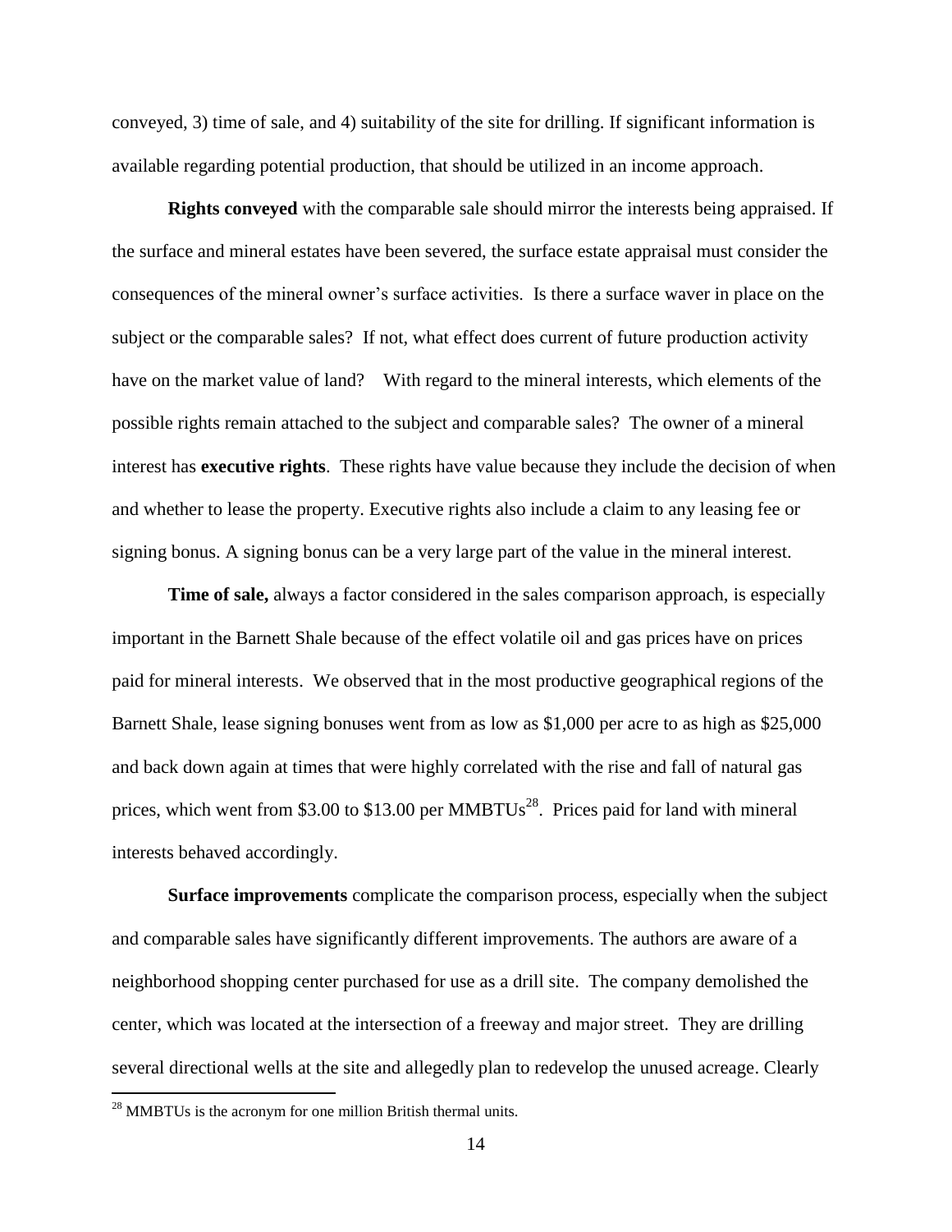conveyed, 3) time of sale, and 4) suitability of the site for drilling. If significant information is available regarding potential production, that should be utilized in an income approach.

**Rights conveyed** with the comparable sale should mirror the interests being appraised. If the surface and mineral estates have been severed, the surface estate appraisal must consider the consequences of the mineral owner's surface activities. Is there a surface waver in place on the subject or the comparable sales? If not, what effect does current of future production activity have on the market value of land? With regard to the mineral interests, which elements of the possible rights remain attached to the subject and comparable sales? The owner of a mineral interest has **executive rights**. These rights have value because they include the decision of when and whether to lease the property. Executive rights also include a claim to any leasing fee or signing bonus. A signing bonus can be a very large part of the value in the mineral interest.

**Time of sale,** always a factor considered in the sales comparison approach, is especially important in the Barnett Shale because of the effect volatile oil and gas prices have on prices paid for mineral interests. We observed that in the most productive geographical regions of the Barnett Shale, lease signing bonuses went from as low as $1,000 per acre to as high as $25,000 and back down again at times that were highly correlated with the rise and fall of natural gas prices, which went from $3.00 to $13.00 per MMBTUs[28]. Prices paid for land with mineral interests behaved accordingly.

**Surface improvements** complicate the comparison process, especially when the subject and comparable sales have significantly different improvements. The authors are aware of a neighborhood shopping center purchased for use as a drill site. The company demolished the center, which was located at the intersection of a freeway and major street. They are drilling several directional wells at the site and allegedly plan to redevelop the unused acreage. Clearly

[28] MMBTUs is the acronym for one million British thermal units.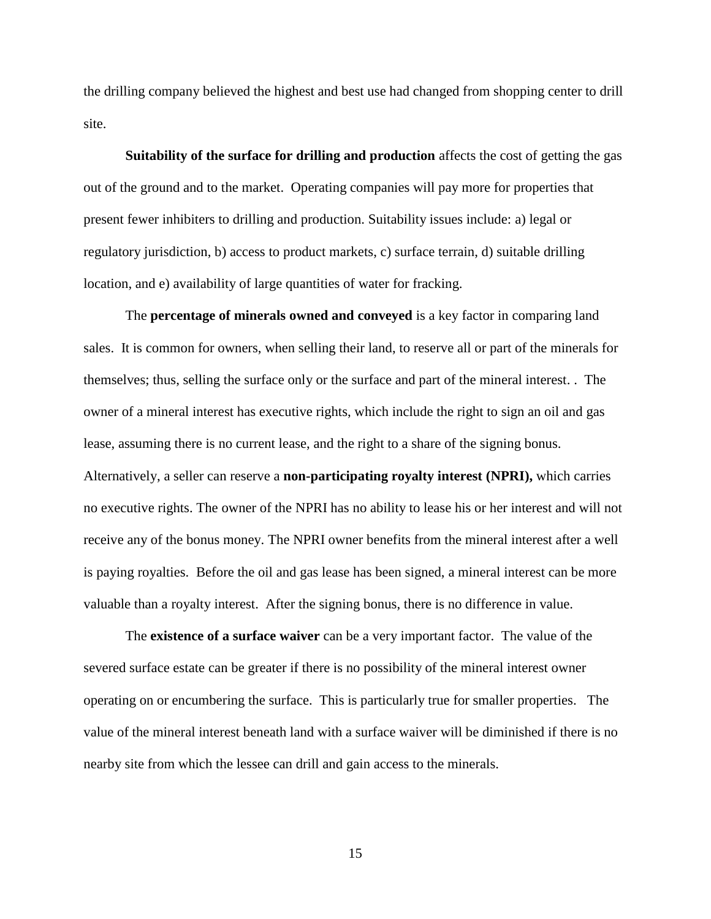the drilling company believed the highest and best use had changed from shopping center to drill site.

**Suitability of the surface for drilling and production** affects the cost of getting the gas out of the ground and to the market. Operating companies will pay more for properties that present fewer inhibiters to drilling and production. Suitability issues include: a) legal or regulatory jurisdiction, b) access to product markets, c) surface terrain, d) suitable drilling location, and e) availability of large quantities of water for fracking.

The **percentage of minerals owned and conveyed** is a key factor in comparing land sales. It is common for owners, when selling their land, to reserve all or part of the minerals for themselves; thus, selling the surface only or the surface and part of the mineral interest. . The owner of a mineral interest has executive rights, which include the right to sign an oil and gas lease, assuming there is no current lease, and the right to a share of the signing bonus. Alternatively, a seller can reserve a **non-participating royalty interest (NPRI),** which carries no executive rights. The owner of the NPRI has no ability to lease his or her interest and will not receive any of the bonus money. The NPRI owner benefits from the mineral interest after a well is paying royalties. Before the oil and gas lease has been signed, a mineral interest can be more valuable than a royalty interest. After the signing bonus, there is no difference in value.

The **existence of a surface waiver** can be a very important factor. The value of the severed surface estate can be greater if there is no possibility of the mineral interest owner operating on or encumbering the surface. This is particularly true for smaller properties. The value of the mineral interest beneath land with a surface waiver will be diminished if there is no nearby site from which the lessee can drill and gain access to the minerals.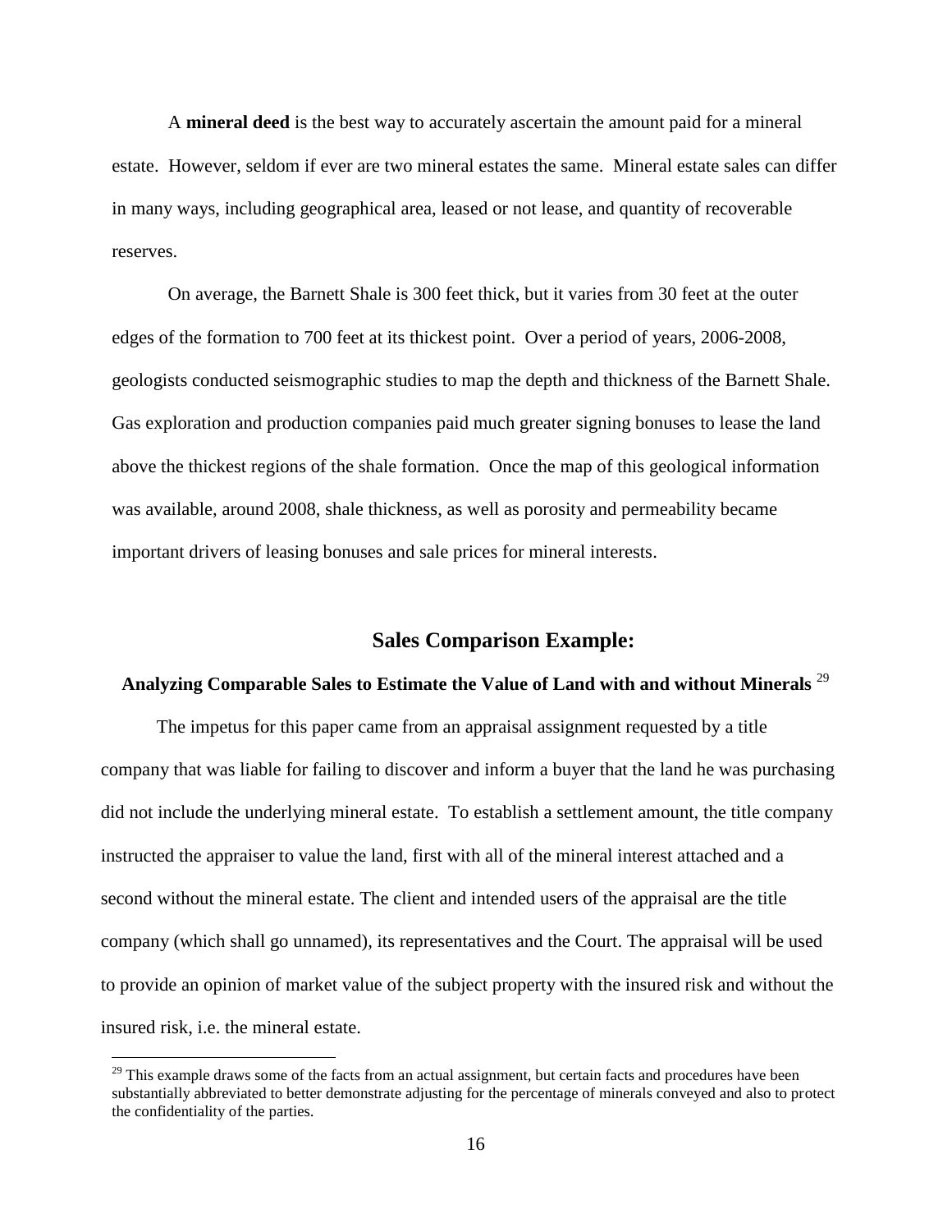A **mineral deed** is the best way to accurately ascertain the amount paid for a mineral estate. However, seldom if ever are two mineral estates the same. Mineral estate sales can differ in many ways, including geographical area, leased or not lease, and quantity of recoverable reserves.

On average, the Barnett Shale is 300 feet thick, but it varies from 30 feet at the outer edges of the formation to 700 feet at its thickest point. Over a period of years, 2006-2008, geologists conducted seismographic studies to map the depth and thickness of the Barnett Shale. Gas exploration and production companies paid much greater signing bonuses to lease the land above the thickest regions of the shale formation. Once the map of this geological information was available, around 2008, shale thickness, as well as porosity and permeability became important drivers of leasing bonuses and sale prices for mineral interests.

## Sales Comparison Example:

### Analyzing Comparable Sales to Estimate the Value of Land with and without Minerals [29]

The impetus for this paper came from an appraisal assignment requested by a title company that was liable for failing to discover and inform a buyer that the land he was purchasing did not include the underlying mineral estate. To establish a settlement amount, the title company instructed the appraiser to value the land, first with all of the mineral interest attached and a second without the mineral estate. The client and intended users of the appraisal are the title company (which shall go unnamed), its representatives and the Court. The appraisal will be used to provide an opinion of market value of the subject property with the insured risk and without the insured risk, i.e. the mineral estate.

---

[29] This example draws some of the facts from an actual assignment, but certain facts and procedures have been substantially abbreviated to better demonstrate adjusting for the percentage of minerals conveyed and also to protect the confidentiality of the parties.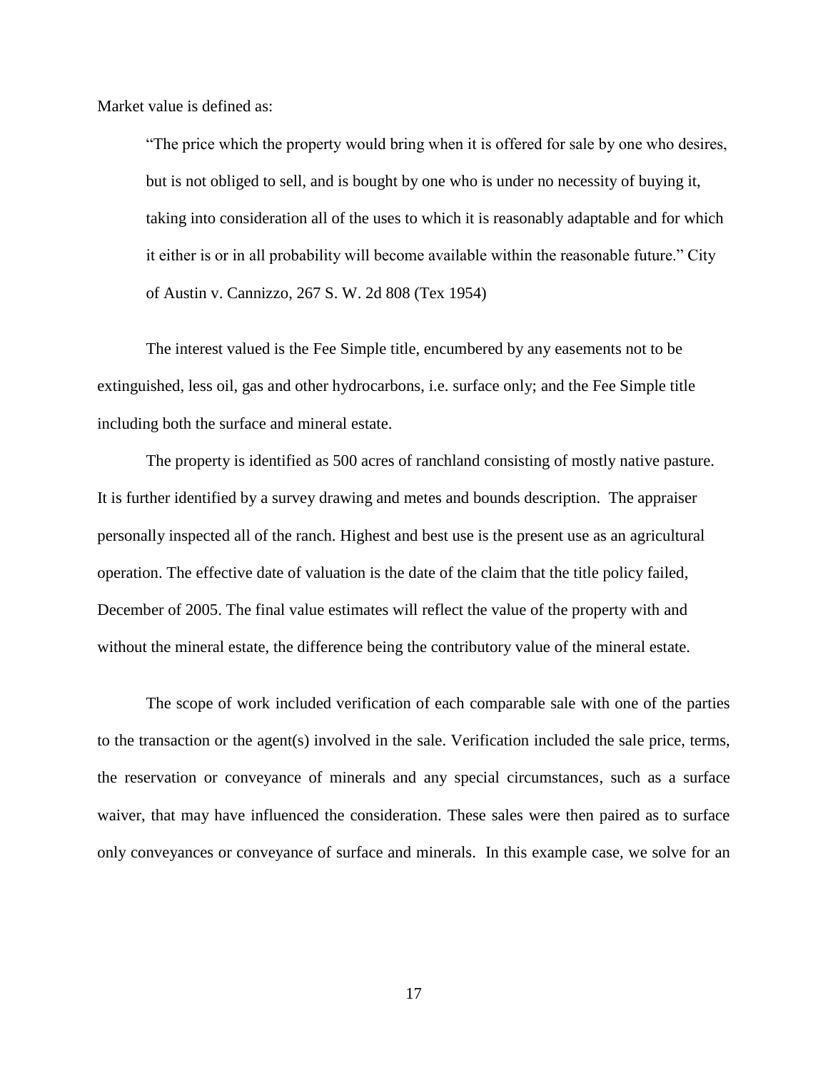Market value is defined as:

> "The price which the property would bring when it is offered for sale by one who desires, but is not obliged to sell, and is bought by one who is under no necessity of buying it, taking into consideration all of the uses to which it is reasonably adaptable and for which it either is or in all probability will become available within the reasonable future." City of Austin v. Cannizzo, 267 S. W. 2d 808 (Tex 1954)

The interest valued is the Fee Simple title, encumbered by any easements not to be extinguished, less oil, gas and other hydrocarbons, i.e. surface only; and the Fee Simple title including both the surface and mineral estate.

The property is identified as 500 acres of ranchland consisting of mostly native pasture. It is further identified by a survey drawing and metes and bounds description. The appraiser personally inspected all of the ranch. Highest and best use is the present use as an agricultural operation. The effective date of valuation is the date of the claim that the title policy failed, December of 2005. The final value estimates will reflect the value of the property with and without the mineral estate, the difference being the contributory value of the mineral estate.

The scope of work included verification of each comparable sale with one of the parties to the transaction or the agent(s) involved in the sale. Verification included the sale price, terms, the reservation or conveyance of minerals and any special circumstances, such as a surface waiver, that may have influenced the consideration. These sales were then paired as to surface only conveyances or conveyance of surface and minerals. In this example case, we solve for an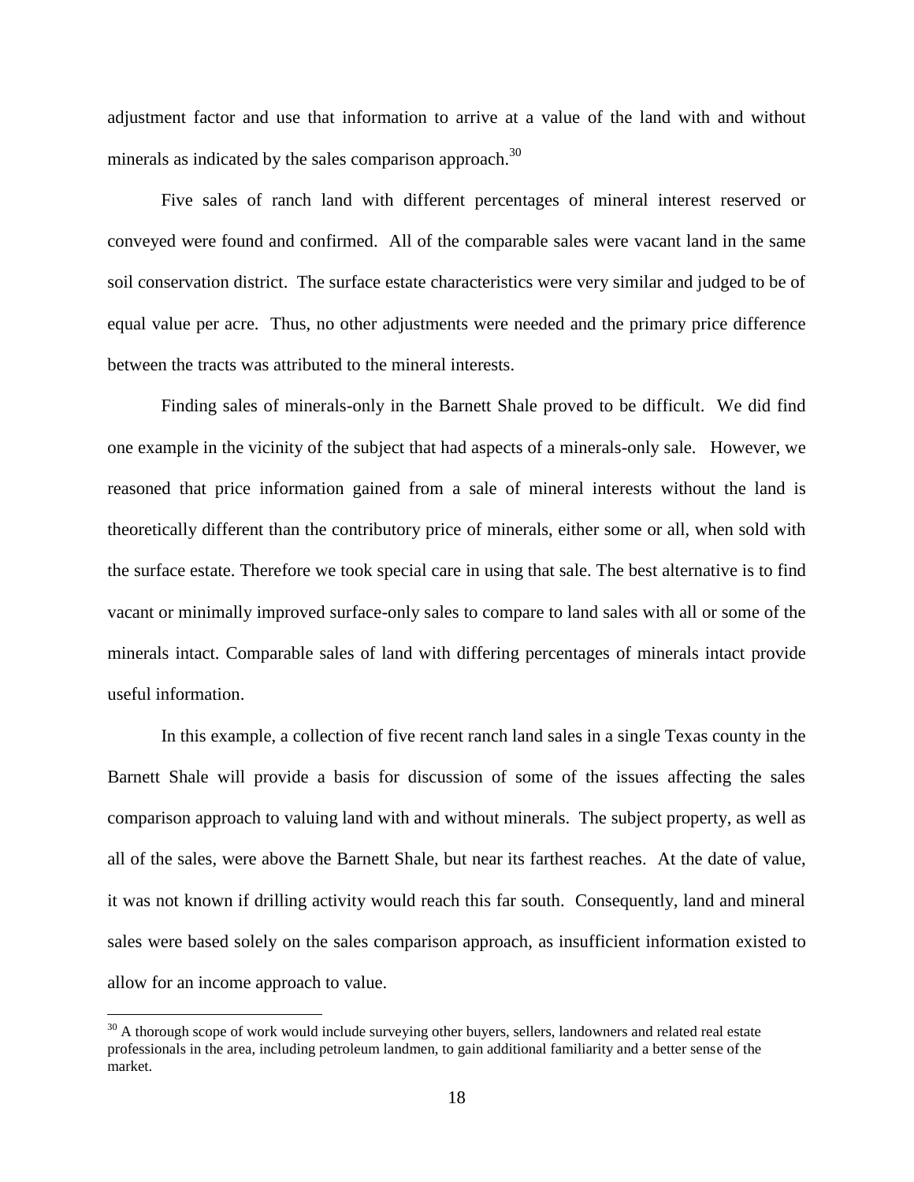adjustment factor and use that information to arrive at a value of the land with and without minerals as indicated by the sales comparison approach.[30]

Five sales of ranch land with different percentages of mineral interest reserved or conveyed were found and confirmed. All of the comparable sales were vacant land in the same soil conservation district. The surface estate characteristics were very similar and judged to be of equal value per acre. Thus, no other adjustments were needed and the primary price difference between the tracts was attributed to the mineral interests.

Finding sales of minerals-only in the Barnett Shale proved to be difficult. We did find one example in the vicinity of the subject that had aspects of a minerals-only sale. However, we reasoned that price information gained from a sale of mineral interests without the land is theoretically different than the contributory price of minerals, either some or all, when sold with the surface estate. Therefore we took special care in using that sale. The best alternative is to find vacant or minimally improved surface-only sales to compare to land sales with all or some of the minerals intact. Comparable sales of land with differing percentages of minerals intact provide useful information.

In this example, a collection of five recent ranch land sales in a single Texas county in the Barnett Shale will provide a basis for discussion of some of the issues affecting the sales comparison approach to valuing land with and without minerals. The subject property, as well as all of the sales, were above the Barnett Shale, but near its farthest reaches. At the date of value, it was not known if drilling activity would reach this far south. Consequently, land and mineral sales were based solely on the sales comparison approach, as insufficient information existed to allow for an income approach to value.

[30] A thorough scope of work would include surveying other buyers, sellers, landowners and related real estate professionals in the area, including petroleum landmen, to gain additional familiarity and a better sense of the market.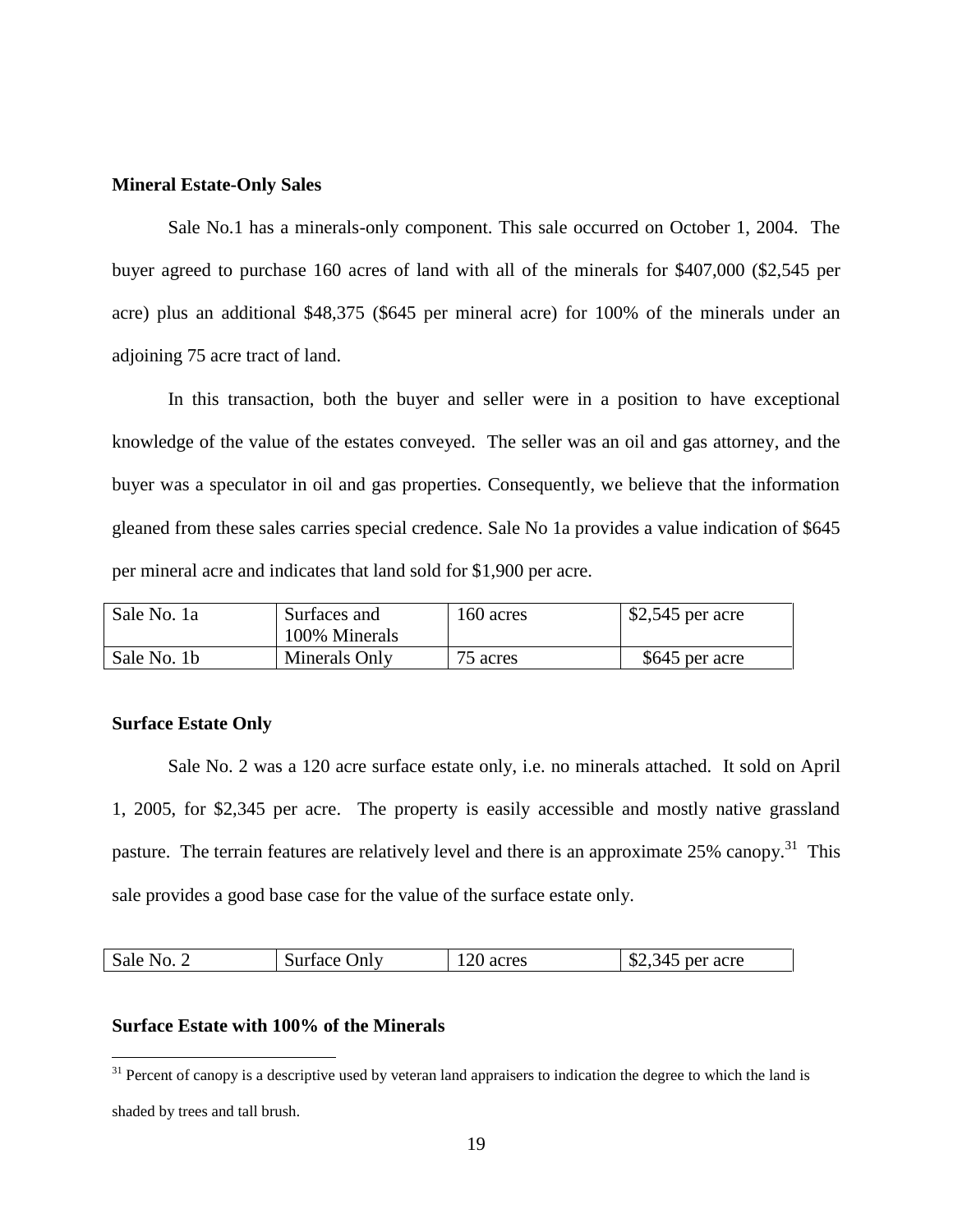**Mineral Estate-Only Sales**

Sale No.1 has a minerals-only component. This sale occurred on October 1, 2004. The buyer agreed to purchase 160 acres of land with all of the minerals for $407,000 ($2,545 per acre) plus an additional $48,375 ($645 per mineral acre) for 100% of the minerals under an adjoining 75 acre tract of land.

In this transaction, both the buyer and seller were in a position to have exceptional knowledge of the value of the estates conveyed. The seller was an oil and gas attorney, and the buyer was a speculator in oil and gas properties. Consequently, we believe that the information gleaned from these sales carries special credence. Sale No 1a provides a value indication of $645 per mineral acre and indicates that land sold for $1,900 per acre.

| Sale No. 1a | Surfaces and 100% Minerals | 160 acres | $2,545 per acre |
|---|---|---|---|
| Sale No. 1b | Minerals Only | 75 acres | $645 per acre |

**Surface Estate Only**

Sale No. 2 was a 120 acre surface estate only, i.e. no minerals attached. It sold on April 1, 2005, for $2,345 per acre. The property is easily accessible and mostly native grassland pasture. The terrain features are relatively level and there is an approximate 25% canopy.[31] This sale provides a good base case for the value of the surface estate only.

| Sale No. 2 | Surface Only | 120 acres | $2,345 per acre |
|---|---|---|---|

**Surface Estate with 100% of the Minerals**

[31] Percent of canopy is a descriptive used by veteran land appraisers to indication the degree to which the land is shaded by trees and tall brush.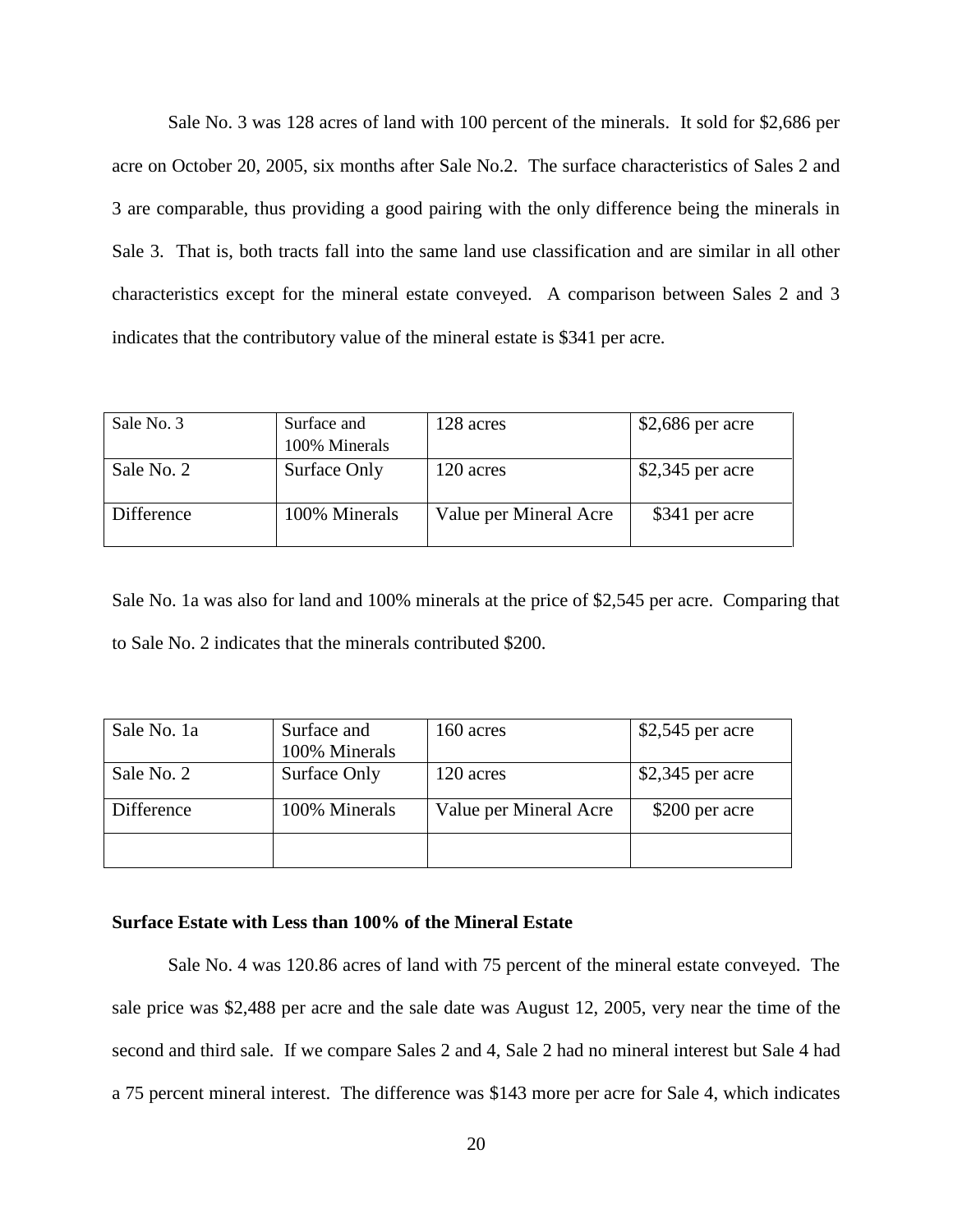Sale No. 3 was 128 acres of land with 100 percent of the minerals. It sold for $2,686 per acre on October 20, 2005, six months after Sale No.2. The surface characteristics of Sales 2 and 3 are comparable, thus providing a good pairing with the only difference being the minerals in Sale 3. That is, both tracts fall into the same land use classification and are similar in all other characteristics except for the mineral estate conveyed. A comparison between Sales 2 and 3 indicates that the contributory value of the mineral estate is $341 per acre.

| Sale No. 3 | Surface and 100% Minerals | 128 acres | $2,686 per acre |
|---|---|---|---|
| Sale No. 2 | Surface Only | 120 acres | $2,345 per acre |
| Difference | 100% Minerals | Value per Mineral Acre | $341 per acre |

Sale No. 1a was also for land and 100% minerals at the price of $2,545 per acre. Comparing that to Sale No. 2 indicates that the minerals contributed $200.

| Sale No. 1a | Surface and 100% Minerals | 160 acres | $2,545 per acre |
|---|---|---|---|
| Sale No. 2 | Surface Only | 120 acres | $2,345 per acre |
| Difference | 100% Minerals | Value per Mineral Acre | $200 per acre |
| | | | |

**Surface Estate with Less than 100% of the Mineral Estate**

Sale No. 4 was 120.86 acres of land with 75 percent of the mineral estate conveyed. The sale price was $2,488 per acre and the sale date was August 12, 2005, very near the time of the second and third sale. If we compare Sales 2 and 4, Sale 2 had no mineral interest but Sale 4 had a 75 percent mineral interest. The difference was $143 more per acre for Sale 4, which indicates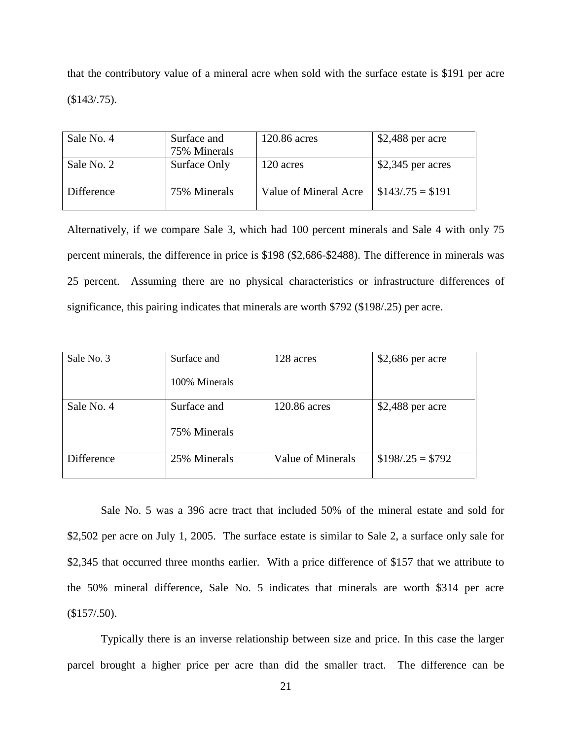that the contributory value of a mineral acre when sold with the surface estate is $191 per acre ($143/.75).

| Sale No. 4 | Surface and 75% Minerals | 120.86 acres | $2,488 per acre |
|---|---|---|---|
| Sale No. 2 | Surface Only | 120 acres | $2,345 per acres |
| Difference | 75% Minerals | Value of Mineral Acre | $143/.75 = $191 |

Alternatively, if we compare Sale 3, which had 100 percent minerals and Sale 4 with only 75 percent minerals, the difference in price is $198 ($2,686-$2488). The difference in minerals was 25 percent. Assuming there are no physical characteristics or infrastructure differences of significance, this pairing indicates that minerals are worth $792 ($198/.25) per acre.

| Sale No. 3 | Surface and 100% Minerals | 128 acres | $2,686 per acre |
|---|---|---|---|
| Sale No. 4 | Surface and 75% Minerals | 120.86 acres | $2,488 per acre |
| Difference | 25% Minerals | Value of Minerals | $198/.25 = $792 |

Sale No. 5 was a 396 acre tract that included 50% of the mineral estate and sold for $2,502 per acre on July 1, 2005. The surface estate is similar to Sale 2, a surface only sale for $2,345 that occurred three months earlier. With a price difference of $157 that we attribute to the 50% mineral difference, Sale No. 5 indicates that minerals are worth $314 per acre ($157/.50).

Typically there is an inverse relationship between size and price. In this case the larger parcel brought a higher price per acre than did the smaller tract. The difference can be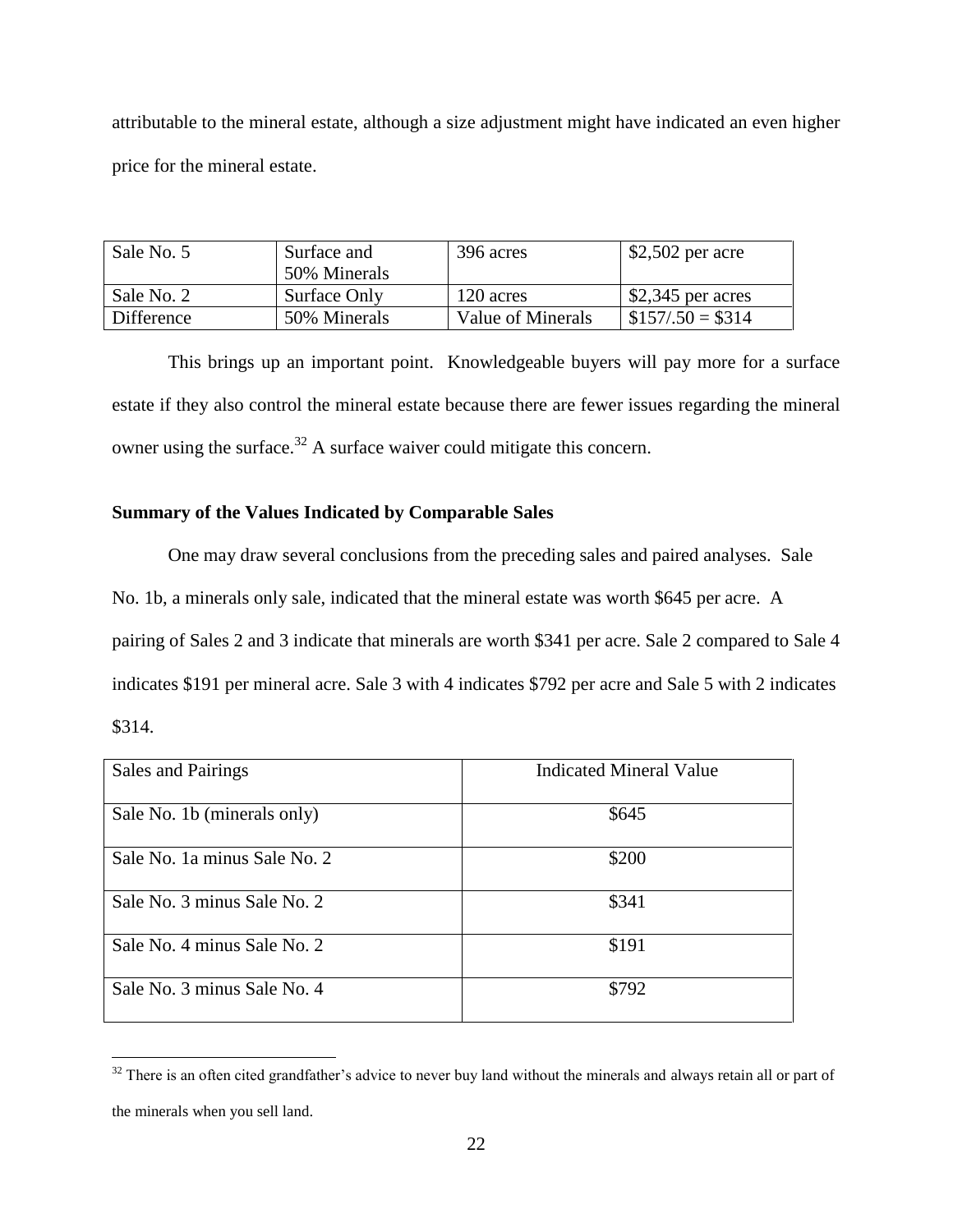attributable to the mineral estate, although a size adjustment might have indicated an even higher price for the mineral estate.

| Sale No. 5 | Surface and 50% Minerals | 396 acres | \$2,502 per acre |
|---|---|---|---|
| Sale No. 2 | Surface Only | 120 acres | \$2,345 per acres |
| Difference | 50% Minerals | Value of Minerals | \$157/.50 = \$314 |

This brings up an important point. Knowledgeable buyers will pay more for a surface estate if they also control the mineral estate because there are fewer issues regarding the mineral owner using the surface.[32] A surface waiver could mitigate this concern.

**Summary of the Values Indicated by Comparable Sales**

One may draw several conclusions from the preceding sales and paired analyses. Sale No. 1b, a minerals only sale, indicated that the mineral estate was worth \$645 per acre. A pairing of Sales 2 and 3 indicate that minerals are worth \$341 per acre. Sale 2 compared to Sale 4 indicates \$191 per mineral acre. Sale 3 with 4 indicates \$792 per acre and Sale 5 with 2 indicates \$314.

| Sales and Pairings | Indicated Mineral Value |
|---|---|
| Sale No. 1b (minerals only) | \$645 |
| Sale No. 1a minus Sale No. 2 | \$200 |
| Sale No. 3 minus Sale No. 2 | \$341 |
| Sale No. 4 minus Sale No. 2 | \$191 |
| Sale No. 3 minus Sale No. 4 | \$792 |

[32] There is an often cited grandfather's advice to never buy land without the minerals and always retain all or part of the minerals when you sell land.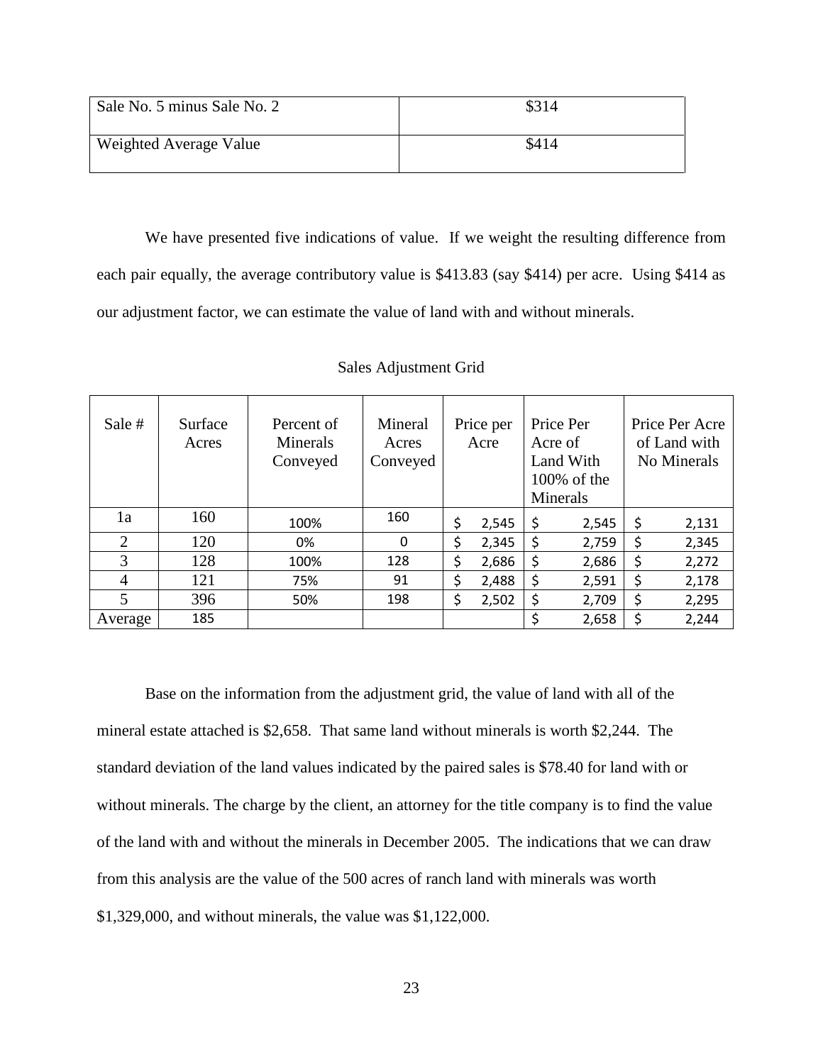| | |
|---|---|
| Sale No. 5 minus Sale No. 2 | $314 |
| Weighted Average Value | $414 |

We have presented five indications of value. If we weight the resulting difference from each pair equally, the average contributory value is $413.83 (say $414) per acre. Using $414 as our adjustment factor, we can estimate the value of land with and without minerals.

Sales Adjustment Grid

| Sale # | Surface Acres | Percent of Minerals Conveyed | Mineral Acres Conveyed | Price per Acre | Price Per Acre of Land With 100% of the Minerals | Price Per Acre of Land with No Minerals |
|---|---|---|---|---|---|---|
| 1a | 160 | 100% | 160 | $ 2,545 | $ 2,545 | $ 2,131 |
| 2 | 120 | 0% | 0 | $ 2,345 | $ 2,759 | $ 2,345 |
| 3 | 128 | 100% | 128 | $ 2,686 | $ 2,686 | $ 2,272 |
| 4 | 121 | 75% | 91 | $ 2,488 | $ 2,591 | $ 2,178 |
| 5 | 396 | 50% | 198 | $ 2,502 | $ 2,709 | $ 2,295 |
| Average | 185 | | | | $ 2,658 | $ 2,244 |

Base on the information from the adjustment grid, the value of land with all of the mineral estate attached is $2,658. That same land without minerals is worth $2,244. The standard deviation of the land values indicated by the paired sales is $78.40 for land with or without minerals. The charge by the client, an attorney for the title company is to find the value of the land with and without the minerals in December 2005. The indications that we can draw from this analysis are the value of the 500 acres of ranch land with minerals was worth $1,329,000, and without minerals, the value was $1,122,000.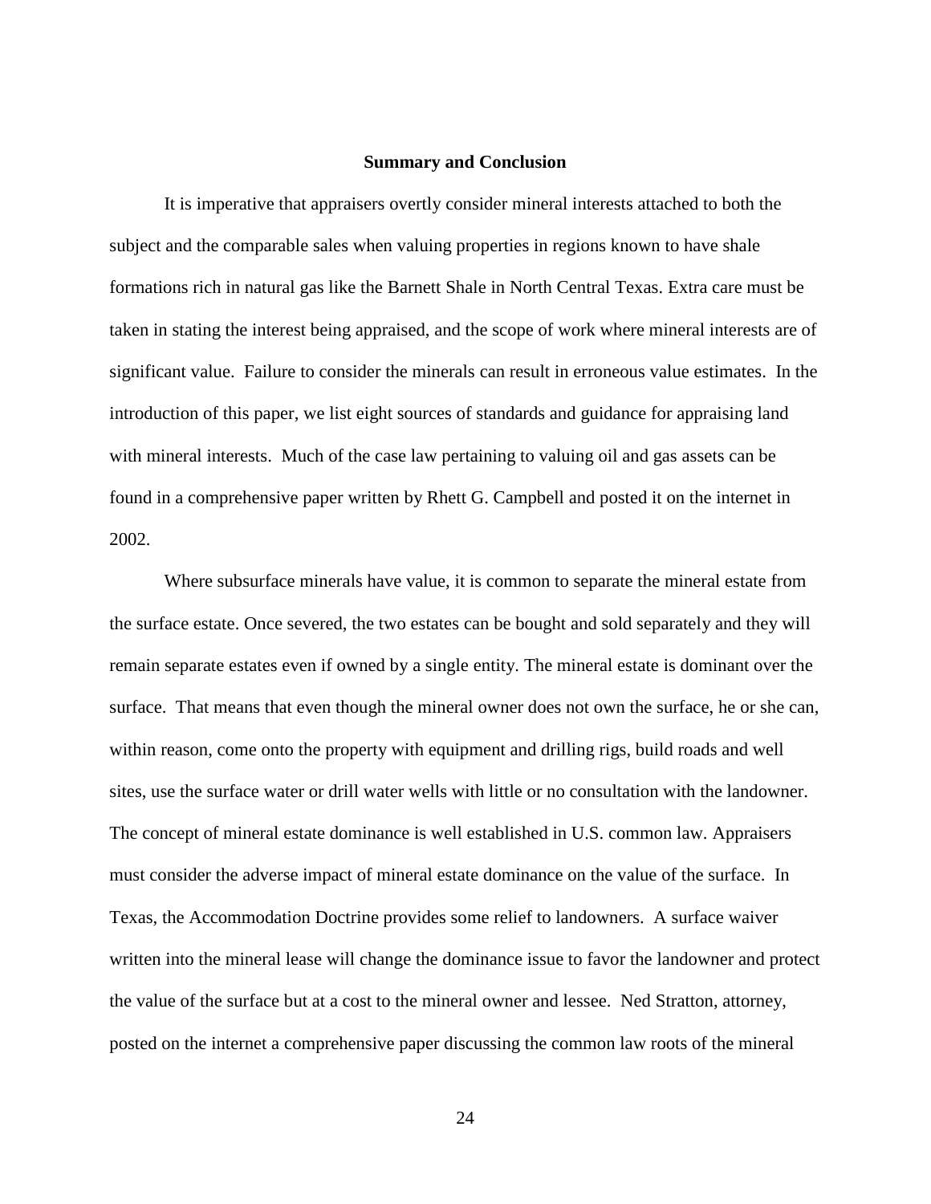## Summary and Conclusion

It is imperative that appraisers overtly consider mineral interests attached to both the subject and the comparable sales when valuing properties in regions known to have shale formations rich in natural gas like the Barnett Shale in North Central Texas. Extra care must be taken in stating the interest being appraised, and the scope of work where mineral interests are of significant value. Failure to consider the minerals can result in erroneous value estimates. In the introduction of this paper, we list eight sources of standards and guidance for appraising land with mineral interests. Much of the case law pertaining to valuing oil and gas assets can be found in a comprehensive paper written by Rhett G. Campbell and posted it on the internet in 2002.

Where subsurface minerals have value, it is common to separate the mineral estate from the surface estate. Once severed, the two estates can be bought and sold separately and they will remain separate estates even if owned by a single entity. The mineral estate is dominant over the surface. That means that even though the mineral owner does not own the surface, he or she can, within reason, come onto the property with equipment and drilling rigs, build roads and well sites, use the surface water or drill water wells with little or no consultation with the landowner. The concept of mineral estate dominance is well established in U.S. common law. Appraisers must consider the adverse impact of mineral estate dominance on the value of the surface. In Texas, the Accommodation Doctrine provides some relief to landowners. A surface waiver written into the mineral lease will change the dominance issue to favor the landowner and protect the value of the surface but at a cost to the mineral owner and lessee. Ned Stratton, attorney, posted on the internet a comprehensive paper discussing the common law roots of the mineral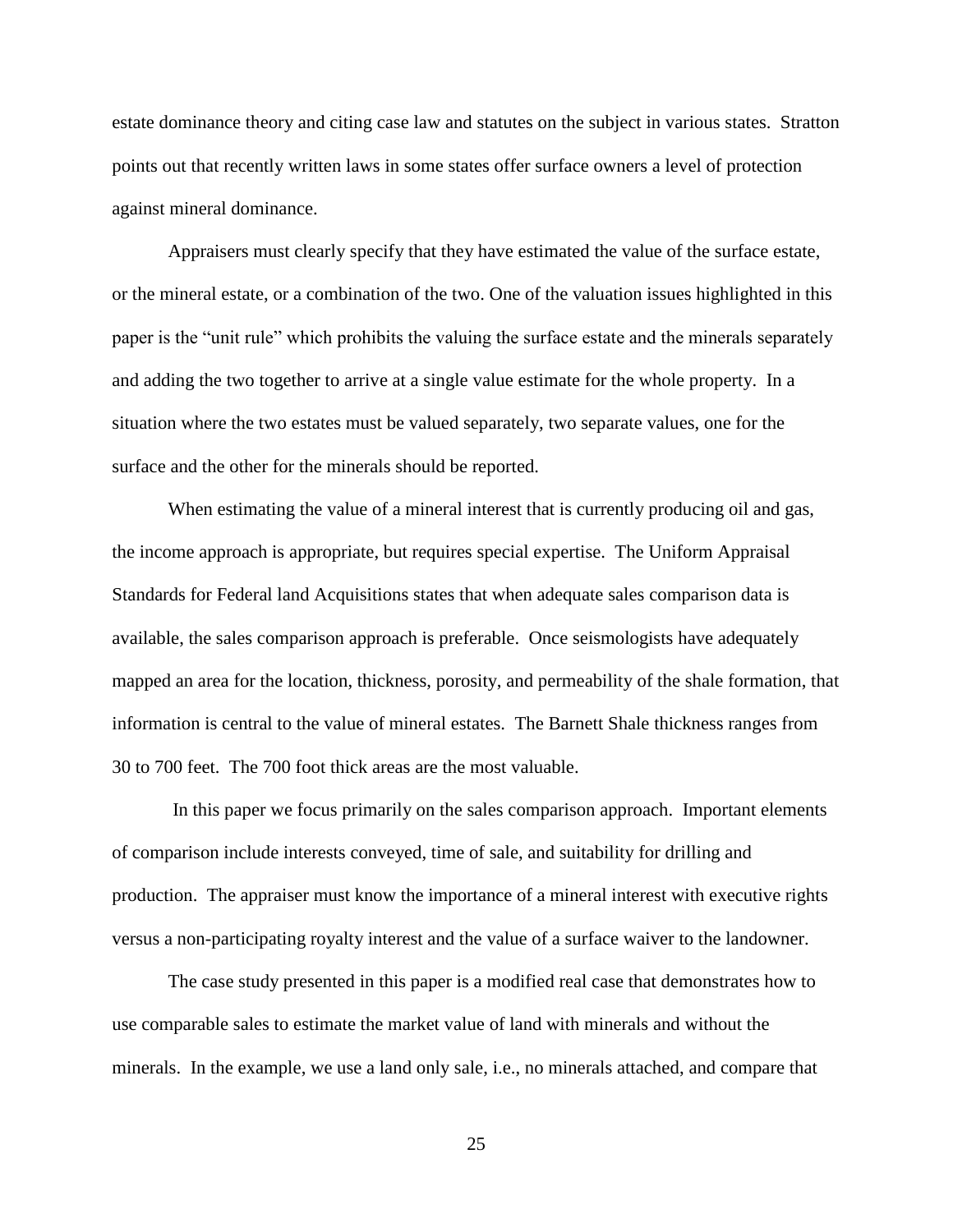estate dominance theory and citing case law and statutes on the subject in various states. Stratton points out that recently written laws in some states offer surface owners a level of protection against mineral dominance.

Appraisers must clearly specify that they have estimated the value of the surface estate, or the mineral estate, or a combination of the two. One of the valuation issues highlighted in this paper is the "unit rule" which prohibits the valuing the surface estate and the minerals separately and adding the two together to arrive at a single value estimate for the whole property. In a situation where the two estates must be valued separately, two separate values, one for the surface and the other for the minerals should be reported.

When estimating the value of a mineral interest that is currently producing oil and gas, the income approach is appropriate, but requires special expertise. The Uniform Appraisal Standards for Federal land Acquisitions states that when adequate sales comparison data is available, the sales comparison approach is preferable. Once seismologists have adequately mapped an area for the location, thickness, porosity, and permeability of the shale formation, that information is central to the value of mineral estates. The Barnett Shale thickness ranges from 30 to 700 feet. The 700 foot thick areas are the most valuable.

In this paper we focus primarily on the sales comparison approach. Important elements of comparison include interests conveyed, time of sale, and suitability for drilling and production. The appraiser must know the importance of a mineral interest with executive rights versus a non-participating royalty interest and the value of a surface waiver to the landowner.

The case study presented in this paper is a modified real case that demonstrates how to use comparable sales to estimate the market value of land with minerals and without the minerals. In the example, we use a land only sale, i.e., no minerals attached, and compare that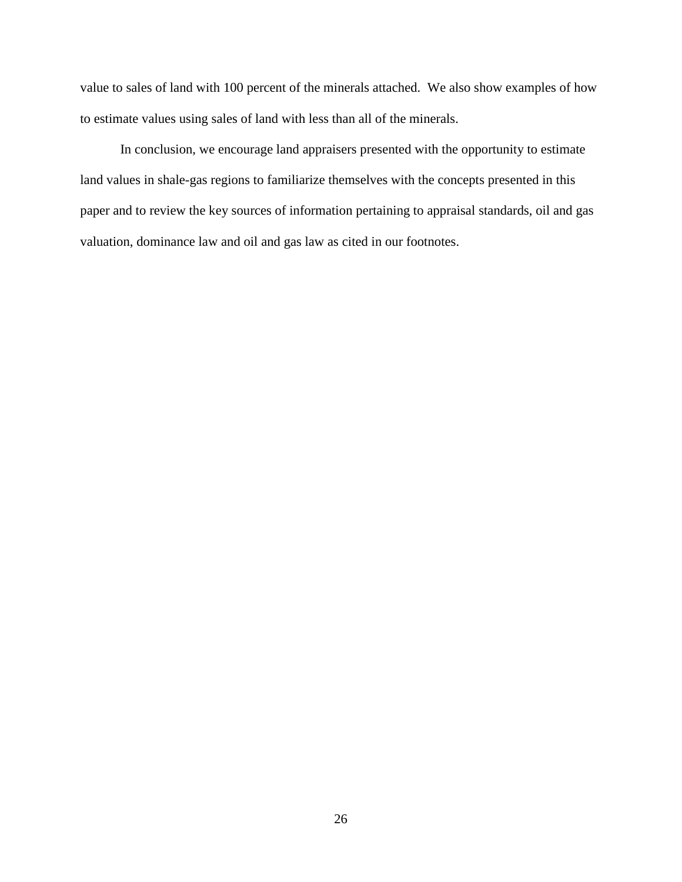value to sales of land with 100 percent of the minerals attached. We also show examples of how to estimate values using sales of land with less than all of the minerals.

In conclusion, we encourage land appraisers presented with the opportunity to estimate land values in shale-gas regions to familiarize themselves with the concepts presented in this paper and to review the key sources of information pertaining to appraisal standards, oil and gas valuation, dominance law and oil and gas law as cited in our footnotes.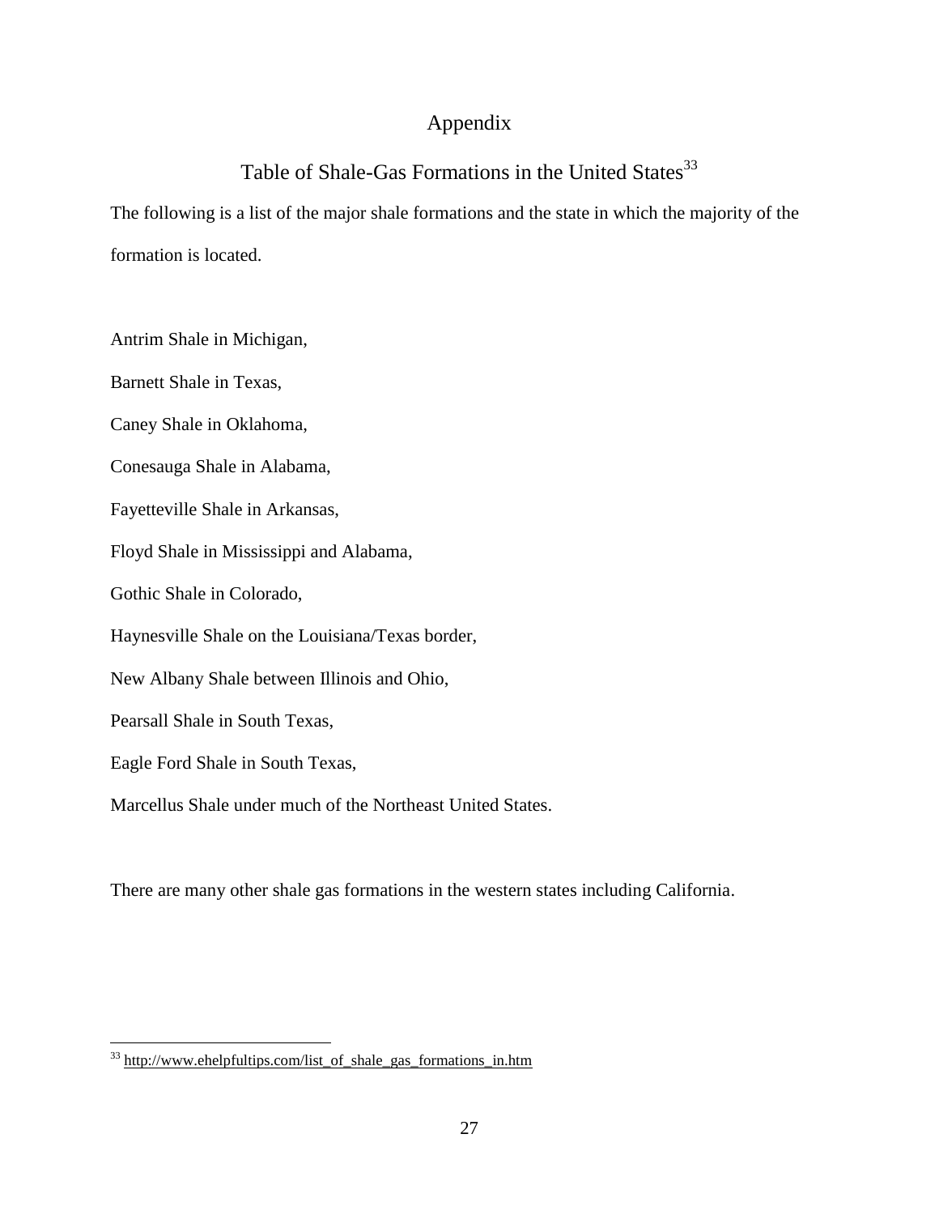# Appendix

## Table of Shale-Gas Formations in the United States[33]

The following is a list of the major shale formations and the state in which the majority of the formation is located.

Antrim Shale in Michigan,

Barnett Shale in Texas,

Caney Shale in Oklahoma,

Conesauga Shale in Alabama,

Fayetteville Shale in Arkansas,

Floyd Shale in Mississippi and Alabama,

Gothic Shale in Colorado,

Haynesville Shale on the Louisiana/Texas border,

New Albany Shale between Illinois and Ohio,

Pearsall Shale in South Texas,

Eagle Ford Shale in South Texas,

Marcellus Shale under much of the Northeast United States.

There are many other shale gas formations in the western states including California.

---

[33] http://www.ehelpfultips.com/list_of_shale_gas_formations_in.htm